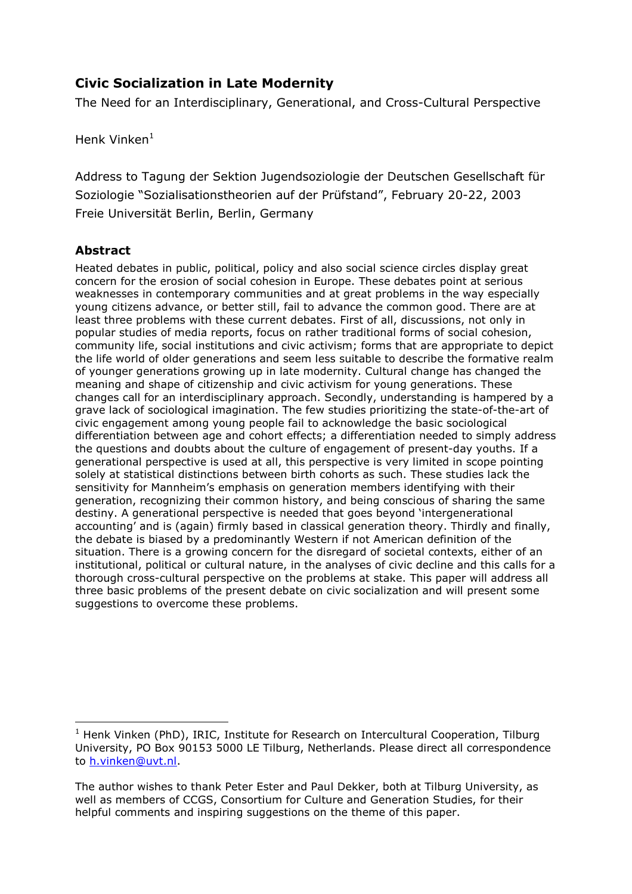# Civic Socialization in Late Modernity

The Need for an Interdisciplinary, Generational, and Cross-Cultural Perspective

Henk Vinken[1]

Address to Tagung der Sektion Jugendsoziologie der Deutschen Gesellschaft für Soziologie "Sozialisationstheorien auf der Prüfstand", February 20-22, 2003
Freie Universität Berlin, Berlin, Germany

## Abstract

Heated debates in public, political, policy and also social science circles display great concern for the erosion of social cohesion in Europe. These debates point at serious weaknesses in contemporary communities and at great problems in the way especially young citizens advance, or better still, fail to advance the common good. There are at least three problems with these current debates. First of all, discussions, not only in popular studies of media reports, focus on rather traditional forms of social cohesion, community life, social institutions and civic activism; forms that are appropriate to depict the life world of older generations and seem less suitable to describe the formative realm of younger generations growing up in late modernity. Cultural change has changed the meaning and shape of citizenship and civic activism for young generations. These changes call for an interdisciplinary approach. Secondly, understanding is hampered by a grave lack of sociological imagination. The few studies prioritizing the state-of-the-art of civic engagement among young people fail to acknowledge the basic sociological differentiation between age and cohort effects; a differentiation needed to simply address the questions and doubts about the culture of engagement of present-day youths. If a generational perspective is used at all, this perspective is very limited in scope pointing solely at statistical distinctions between birth cohorts as such. These studies lack the sensitivity for Mannheim's emphasis on generation members identifying with their generation, recognizing their common history, and being conscious of sharing the same destiny. A generational perspective is needed that goes beyond 'intergenerational accounting' and is (again) firmly based in classical generation theory. Thirdly and finally, the debate is biased by a predominantly Western if not American definition of the situation. There is a growing concern for the disregard of societal contexts, either of an institutional, political or cultural nature, in the analyses of civic decline and this calls for a thorough cross-cultural perspective on the problems at stake. This paper will address all three basic problems of the present debate on civic socialization and will present some suggestions to overcome these problems.

---

[1] Henk Vinken (PhD), IRIC, Institute for Research on Intercultural Cooperation, Tilburg University, PO Box 90153 5000 LE Tilburg, Netherlands. Please direct all correspondence to h.vinken@uvt.nl.

The author wishes to thank Peter Ester and Paul Dekker, both at Tilburg University, as well as members of CCGS, Consortium for Culture and Generation Studies, for their helpful comments and inspiring suggestions on the theme of this paper.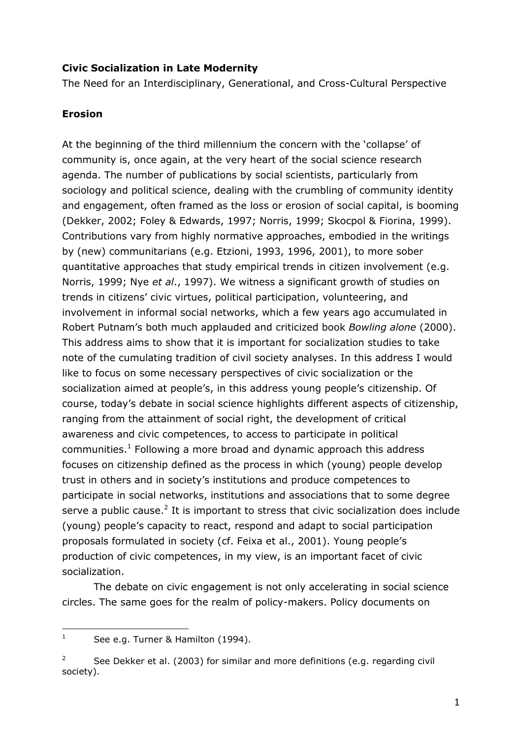**Civic Socialization in Late Modernity**

The Need for an Interdisciplinary, Generational, and Cross-Cultural Perspective

## Erosion

At the beginning of the third millennium the concern with the 'collapse' of community is, once again, at the very heart of the social science research agenda. The number of publications by social scientists, particularly from sociology and political science, dealing with the crumbling of community identity and engagement, often framed as the loss or erosion of social capital, is booming (Dekker, 2002; Foley & Edwards, 1997; Norris, 1999; Skocpol & Fiorina, 1999). Contributions vary from highly normative approaches, embodied in the writings by (new) communitarians (e.g. Etzioni, 1993, 1996, 2001), to more sober quantitative approaches that study empirical trends in citizen involvement (e.g. Norris, 1999; Nye *et al*., 1997). We witness a significant growth of studies on trends in citizens' civic virtues, political participation, volunteering, and involvement in informal social networks, which a few years ago accumulated in Robert Putnam's both much applauded and criticized book *Bowling alone* (2000). This address aims to show that it is important for socialization studies to take note of the cumulating tradition of civil society analyses. In this address I would like to focus on some necessary perspectives of civic socialization or the socialization aimed at people's, in this address young people's citizenship. Of course, today's debate in social science highlights different aspects of citizenship, ranging from the attainment of social right, the development of critical awareness and civic competences, to access to participate in political communities.[1] Following a more broad and dynamic approach this address focuses on citizenship defined as the process in which (young) people develop trust in others and in society's institutions and produce competences to participate in social networks, institutions and associations that to some degree serve a public cause.[2] It is important to stress that civic socialization does include (young) people's capacity to react, respond and adapt to social participation proposals formulated in society (cf. Feixa et al., 2001). Young people's production of civic competences, in my view, is an important facet of civic socialization.

The debate on civic engagement is not only accelerating in social science circles. The same goes for the realm of policy-makers. Policy documents on

[1] See e.g. Turner & Hamilton (1994).

[2] See Dekker et al. (2003) for similar and more definitions (e.g. regarding civil society).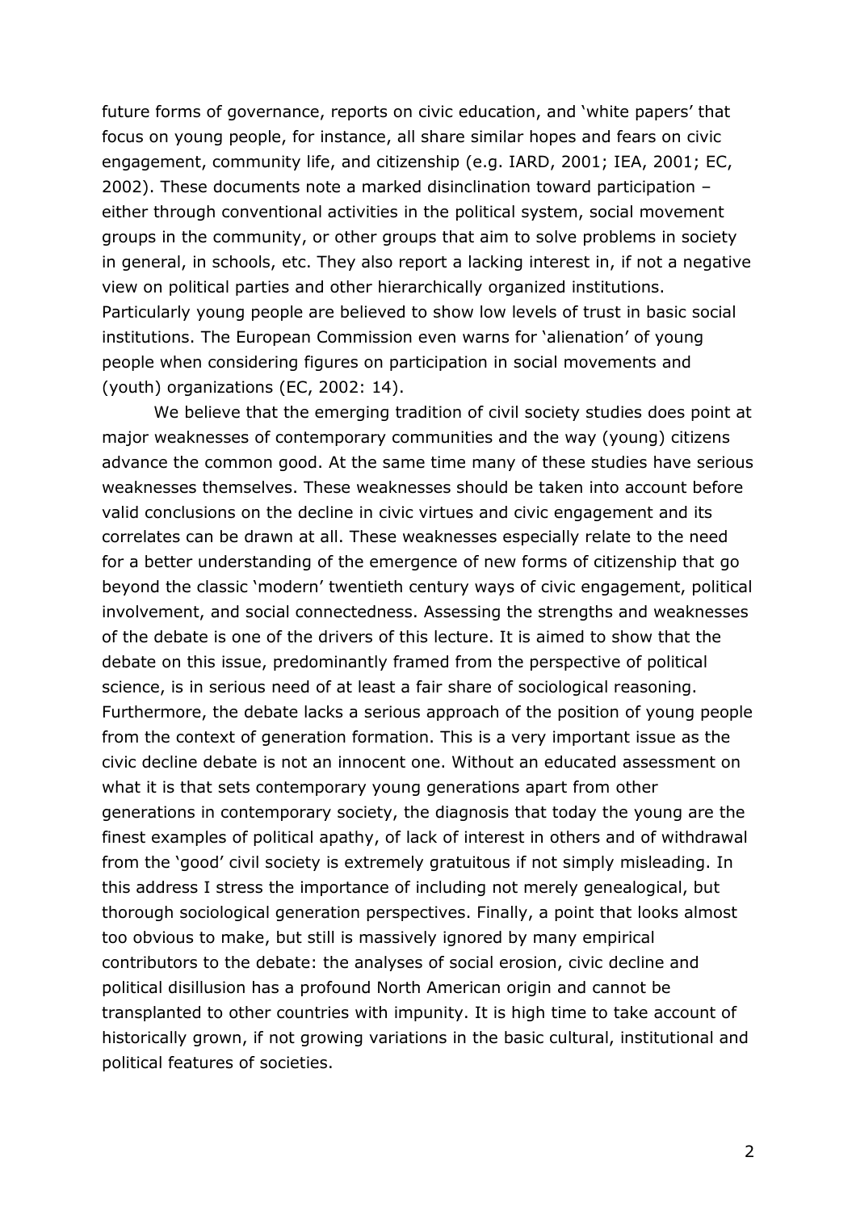future forms of governance, reports on civic education, and 'white papers' that focus on young people, for instance, all share similar hopes and fears on civic engagement, community life, and citizenship (e.g. IARD, 2001; IEA, 2001; EC, 2002). These documents note a marked disinclination toward participation – either through conventional activities in the political system, social movement groups in the community, or other groups that aim to solve problems in society in general, in schools, etc. They also report a lacking interest in, if not a negative view on political parties and other hierarchically organized institutions. Particularly young people are believed to show low levels of trust in basic social institutions. The European Commission even warns for 'alienation' of young people when considering figures on participation in social movements and (youth) organizations (EC, 2002: 14).

We believe that the emerging tradition of civil society studies does point at major weaknesses of contemporary communities and the way (young) citizens advance the common good. At the same time many of these studies have serious weaknesses themselves. These weaknesses should be taken into account before valid conclusions on the decline in civic virtues and civic engagement and its correlates can be drawn at all. These weaknesses especially relate to the need for a better understanding of the emergence of new forms of citizenship that go beyond the classic 'modern' twentieth century ways of civic engagement, political involvement, and social connectedness. Assessing the strengths and weaknesses of the debate is one of the drivers of this lecture. It is aimed to show that the debate on this issue, predominantly framed from the perspective of political science, is in serious need of at least a fair share of sociological reasoning. Furthermore, the debate lacks a serious approach of the position of young people from the context of generation formation. This is a very important issue as the civic decline debate is not an innocent one. Without an educated assessment on what it is that sets contemporary young generations apart from other generations in contemporary society, the diagnosis that today the young are the finest examples of political apathy, of lack of interest in others and of withdrawal from the 'good' civil society is extremely gratuitous if not simply misleading. In this address I stress the importance of including not merely genealogical, but thorough sociological generation perspectives. Finally, a point that looks almost too obvious to make, but still is massively ignored by many empirical contributors to the debate: the analyses of social erosion, civic decline and political disillusion has a profound North American origin and cannot be transplanted to other countries with impunity. It is high time to take account of historically grown, if not growing variations in the basic cultural, institutional and political features of societies.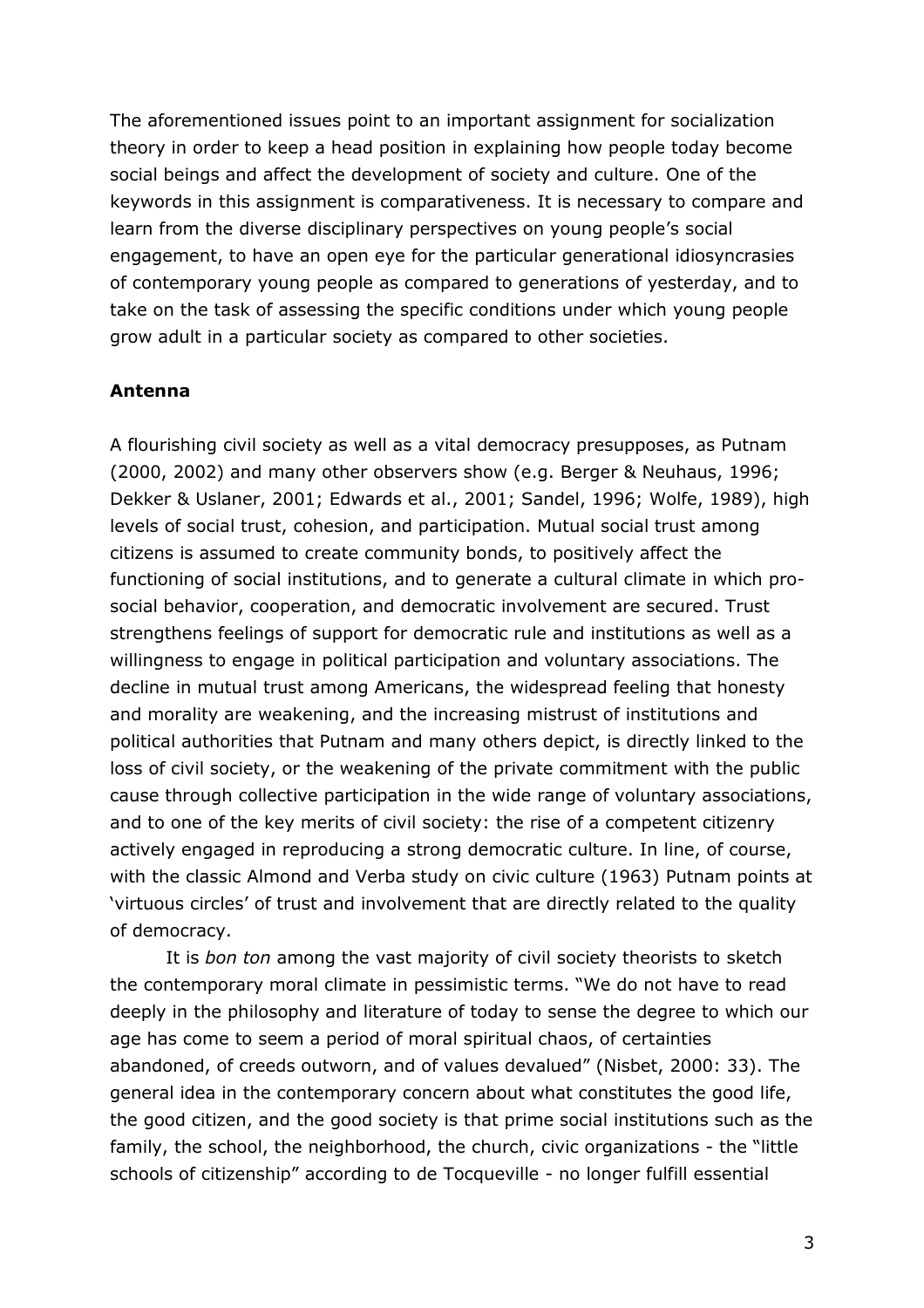The aforementioned issues point to an important assignment for socialization theory in order to keep a head position in explaining how people today become social beings and affect the development of society and culture. One of the keywords in this assignment is comparativeness. It is necessary to compare and learn from the diverse disciplinary perspectives on young people's social engagement, to have an open eye for the particular generational idiosyncrasies of contemporary young people as compared to generations of yesterday, and to take on the task of assessing the specific conditions under which young people grow adult in a particular society as compared to other societies.

**Antenna**

A flourishing civil society as well as a vital democracy presupposes, as Putnam (2000, 2002) and many other observers show (e.g. Berger & Neuhaus, 1996; Dekker & Uslaner, 2001; Edwards et al., 2001; Sandel, 1996; Wolfe, 1989), high levels of social trust, cohesion, and participation. Mutual social trust among citizens is assumed to create community bonds, to positively affect the functioning of social institutions, and to generate a cultural climate in which pro-social behavior, cooperation, and democratic involvement are secured. Trust strengthens feelings of support for democratic rule and institutions as well as a willingness to engage in political participation and voluntary associations. The decline in mutual trust among Americans, the widespread feeling that honesty and morality are weakening, and the increasing mistrust of institutions and political authorities that Putnam and many others depict, is directly linked to the loss of civil society, or the weakening of the private commitment with the public cause through collective participation in the wide range of voluntary associations, and to one of the key merits of civil society: the rise of a competent citizenry actively engaged in reproducing a strong democratic culture. In line, of course, with the classic Almond and Verba study on civic culture (1963) Putnam points at 'virtuous circles' of trust and involvement that are directly related to the quality of democracy.

It is *bon ton* among the vast majority of civil society theorists to sketch the contemporary moral climate in pessimistic terms. "We do not have to read deeply in the philosophy and literature of today to sense the degree to which our age has come to seem a period of moral spiritual chaos, of certainties abandoned, of creeds outworn, and of values devalued" (Nisbet, 2000: 33). The general idea in the contemporary concern about what constitutes the good life, the good citizen, and the good society is that prime social institutions such as the family, the school, the neighborhood, the church, civic organizations - the "little schools of citizenship" according to de Tocqueville - no longer fulfill essential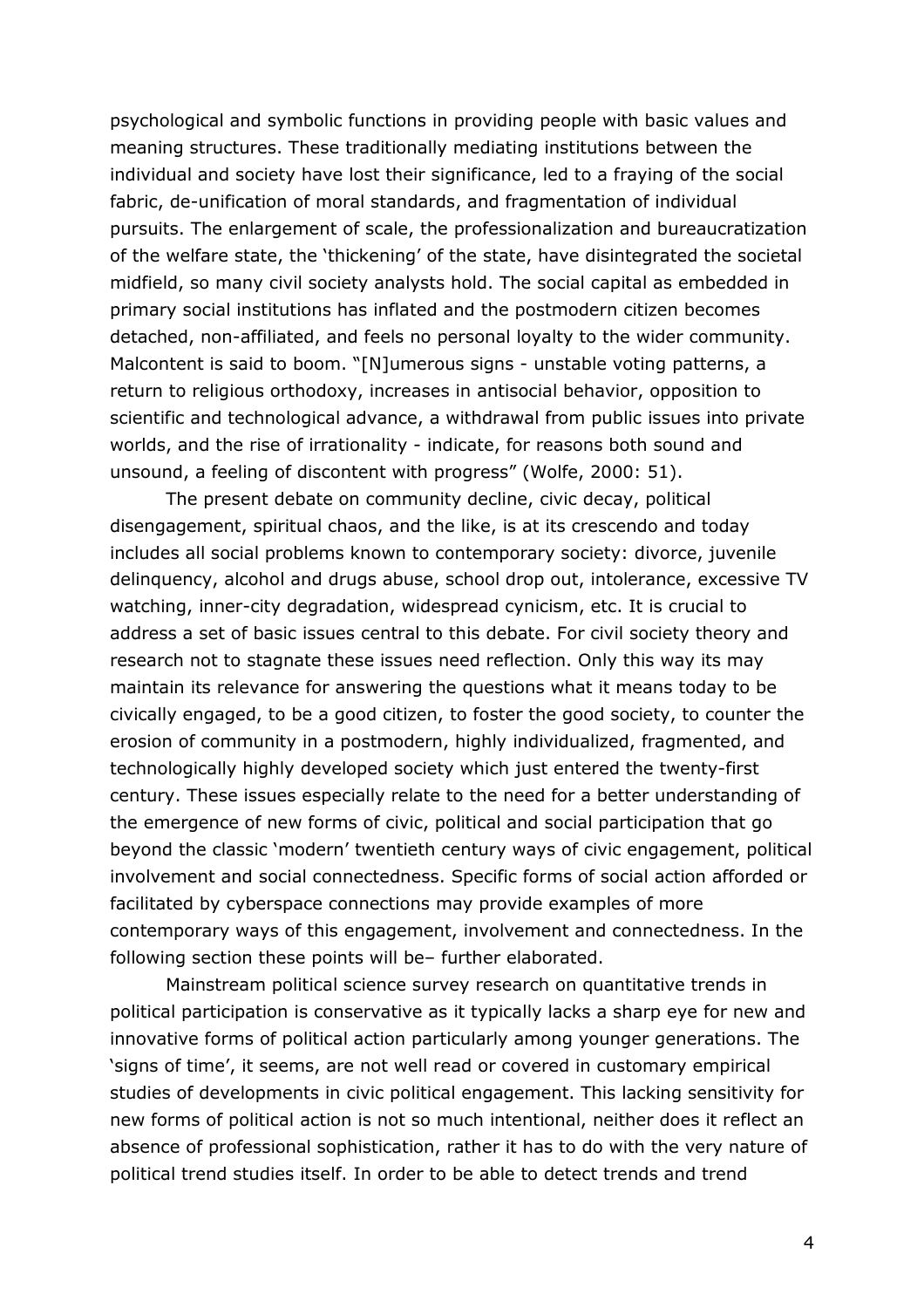psychological and symbolic functions in providing people with basic values and meaning structures. These traditionally mediating institutions between the individual and society have lost their significance, led to a fraying of the social fabric, de-unification of moral standards, and fragmentation of individual pursuits. The enlargement of scale, the professionalization and bureaucratization of the welfare state, the 'thickening' of the state, have disintegrated the societal midfield, so many civil society analysts hold. The social capital as embedded in primary social institutions has inflated and the postmodern citizen becomes detached, non-affiliated, and feels no personal loyalty to the wider community. Malcontent is said to boom. "[N]umerous signs - unstable voting patterns, a return to religious orthodoxy, increases in antisocial behavior, opposition to scientific and technological advance, a withdrawal from public issues into private worlds, and the rise of irrationality - indicate, for reasons both sound and unsound, a feeling of discontent with progress" (Wolfe, 2000: 51).

The present debate on community decline, civic decay, political disengagement, spiritual chaos, and the like, is at its crescendo and today includes all social problems known to contemporary society: divorce, juvenile delinquency, alcohol and drugs abuse, school drop out, intolerance, excessive TV watching, inner-city degradation, widespread cynicism, etc. It is crucial to address a set of basic issues central to this debate. For civil society theory and research not to stagnate these issues need reflection. Only this way its may maintain its relevance for answering the questions what it means today to be civically engaged, to be a good citizen, to foster the good society, to counter the erosion of community in a postmodern, highly individualized, fragmented, and technologically highly developed society which just entered the twenty-first century. These issues especially relate to the need for a better understanding of the emergence of new forms of civic, political and social participation that go beyond the classic 'modern' twentieth century ways of civic engagement, political involvement and social connectedness. Specific forms of social action afforded or facilitated by cyberspace connections may provide examples of more contemporary ways of this engagement, involvement and connectedness. In the following section these points will be– further elaborated.

Mainstream political science survey research on quantitative trends in political participation is conservative as it typically lacks a sharp eye for new and innovative forms of political action particularly among younger generations. The 'signs of time', it seems, are not well read or covered in customary empirical studies of developments in civic political engagement. This lacking sensitivity for new forms of political action is not so much intentional, neither does it reflect an absence of professional sophistication, rather it has to do with the very nature of political trend studies itself. In order to be able to detect trends and trend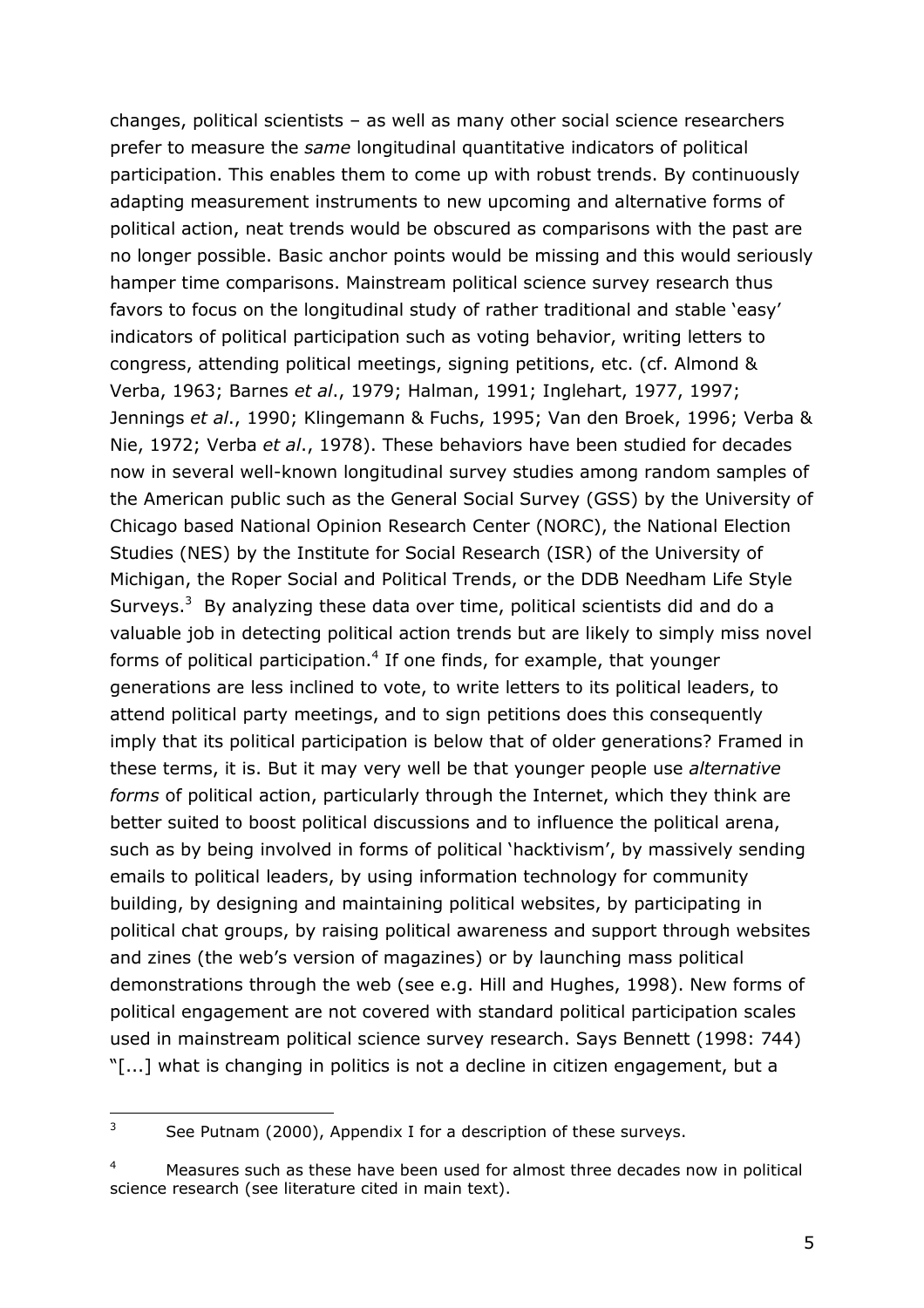changes, political scientists – as well as many other social science researchers prefer to measure the *same* longitudinal quantitative indicators of political participation. This enables them to come up with robust trends. By continuously adapting measurement instruments to new upcoming and alternative forms of political action, neat trends would be obscured as comparisons with the past are no longer possible. Basic anchor points would be missing and this would seriously hamper time comparisons. Mainstream political science survey research thus favors to focus on the longitudinal study of rather traditional and stable 'easy' indicators of political participation such as voting behavior, writing letters to congress, attending political meetings, signing petitions, etc. (cf. Almond & Verba, 1963; Barnes *et al*., 1979; Halman, 1991; Inglehart, 1977, 1997; Jennings *et al*., 1990; Klingemann & Fuchs, 1995; Van den Broek, 1996; Verba & Nie, 1972; Verba *et al*., 1978). These behaviors have been studied for decades now in several well-known longitudinal survey studies among random samples of the American public such as the General Social Survey (GSS) by the University of Chicago based National Opinion Research Center (NORC), the National Election Studies (NES) by the Institute for Social Research (ISR) of the University of Michigan, the Roper Social and Political Trends, or the DDB Needham Life Style Surveys.[3] By analyzing these data over time, political scientists did and do a valuable job in detecting political action trends but are likely to simply miss novel forms of political participation.[4] If one finds, for example, that younger generations are less inclined to vote, to write letters to its political leaders, to attend political party meetings, and to sign petitions does this consequently imply that its political participation is below that of older generations? Framed in these terms, it is. But it may very well be that younger people use *alternative forms* of political action, particularly through the Internet, which they think are better suited to boost political discussions and to influence the political arena, such as by being involved in forms of political 'hacktivism', by massively sending emails to political leaders, by using information technology for community building, by designing and maintaining political websites, by participating in political chat groups, by raising political awareness and support through websites and zines (the web's version of magazines) or by launching mass political demonstrations through the web (see e.g. Hill and Hughes, 1998). New forms of political engagement are not covered with standard political participation scales used in mainstream political science survey research. Says Bennett (1998: 744) "[...] what is changing in politics is not a decline in citizen engagement, but a

---

[3] See Putnam (2000), Appendix I for a description of these surveys.

[4] Measures such as these have been used for almost three decades now in political science research (see literature cited in main text).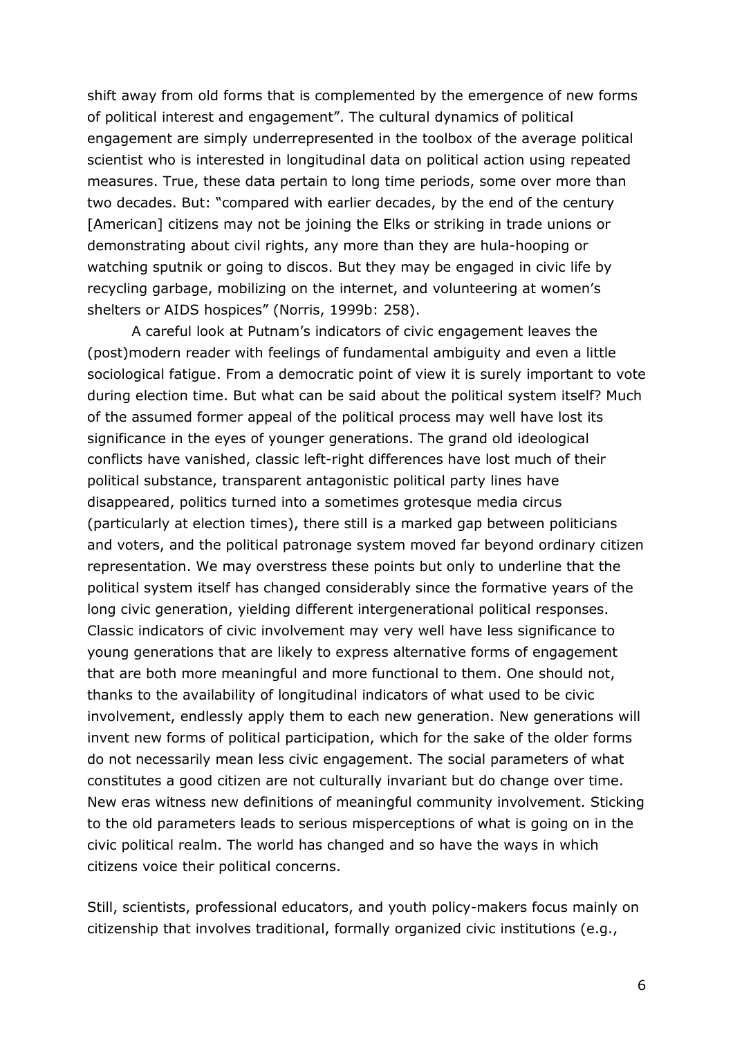shift away from old forms that is complemented by the emergence of new forms of political interest and engagement". The cultural dynamics of political engagement are simply underrepresented in the toolbox of the average political scientist who is interested in longitudinal data on political action using repeated measures. True, these data pertain to long time periods, some over more than two decades. But: "compared with earlier decades, by the end of the century [American] citizens may not be joining the Elks or striking in trade unions or demonstrating about civil rights, any more than they are hula-hooping or watching sputnik or going to discos. But they may be engaged in civic life by recycling garbage, mobilizing on the internet, and volunteering at women's shelters or AIDS hospices" (Norris, 1999b: 258).

A careful look at Putnam's indicators of civic engagement leaves the (post)modern reader with feelings of fundamental ambiguity and even a little sociological fatigue. From a democratic point of view it is surely important to vote during election time. But what can be said about the political system itself? Much of the assumed former appeal of the political process may well have lost its significance in the eyes of younger generations. The grand old ideological conflicts have vanished, classic left-right differences have lost much of their political substance, transparent antagonistic political party lines have disappeared, politics turned into a sometimes grotesque media circus (particularly at election times), there still is a marked gap between politicians and voters, and the political patronage system moved far beyond ordinary citizen representation. We may overstress these points but only to underline that the political system itself has changed considerably since the formative years of the long civic generation, yielding different intergenerational political responses. Classic indicators of civic involvement may very well have less significance to young generations that are likely to express alternative forms of engagement that are both more meaningful and more functional to them. One should not, thanks to the availability of longitudinal indicators of what used to be civic involvement, endlessly apply them to each new generation. New generations will invent new forms of political participation, which for the sake of the older forms do not necessarily mean less civic engagement. The social parameters of what constitutes a good citizen are not culturally invariant but do change over time. New eras witness new definitions of meaningful community involvement. Sticking to the old parameters leads to serious misperceptions of what is going on in the civic political realm. The world has changed and so have the ways in which citizens voice their political concerns.

Still, scientists, professional educators, and youth policy-makers focus mainly on citizenship that involves traditional, formally organized civic institutions (e.g.,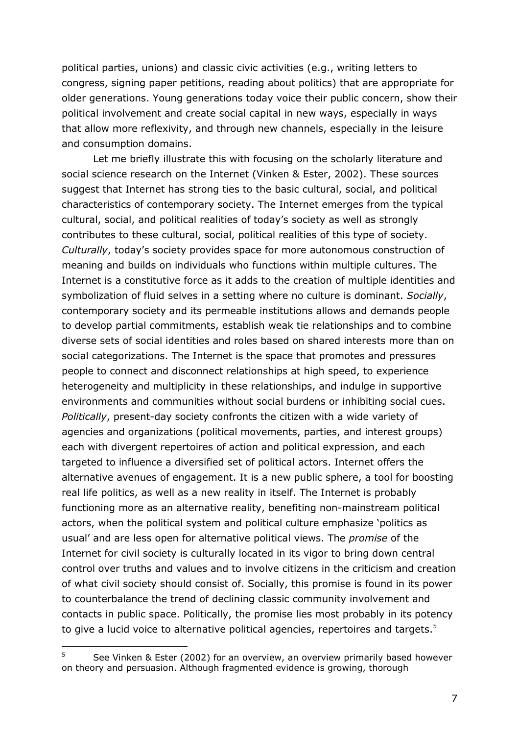political parties, unions) and classic civic activities (e.g., writing letters to congress, signing paper petitions, reading about politics) that are appropriate for older generations. Young generations today voice their public concern, show their political involvement and create social capital in new ways, especially in ways that allow more reflexivity, and through new channels, especially in the leisure and consumption domains.

Let me briefly illustrate this with focusing on the scholarly literature and social science research on the Internet (Vinken & Ester, 2002). These sources suggest that Internet has strong ties to the basic cultural, social, and political characteristics of contemporary society. The Internet emerges from the typical cultural, social, and political realities of today's society as well as strongly contributes to these cultural, social, political realities of this type of society. *Culturally*, today's society provides space for more autonomous construction of meaning and builds on individuals who functions within multiple cultures. The Internet is a constitutive force as it adds to the creation of multiple identities and symbolization of fluid selves in a setting where no culture is dominant. *Socially*, contemporary society and its permeable institutions allows and demands people to develop partial commitments, establish weak tie relationships and to combine diverse sets of social identities and roles based on shared interests more than on social categorizations. The Internet is the space that promotes and pressures people to connect and disconnect relationships at high speed, to experience heterogeneity and multiplicity in these relationships, and indulge in supportive environments and communities without social burdens or inhibiting social cues. *Politically*, present-day society confronts the citizen with a wide variety of agencies and organizations (political movements, parties, and interest groups) each with divergent repertoires of action and political expression, and each targeted to influence a diversified set of political actors. Internet offers the alternative avenues of engagement. It is a new public sphere, a tool for boosting real life politics, as well as a new reality in itself. The Internet is probably functioning more as an alternative reality, benefiting non-mainstream political actors, when the political system and political culture emphasize 'politics as usual' and are less open for alternative political views. The *promise* of the Internet for civil society is culturally located in its vigor to bring down central control over truths and values and to involve citizens in the criticism and creation of what civil society should consist of. Socially, this promise is found in its power to counterbalance the trend of declining classic community involvement and contacts in public space. Politically, the promise lies most probably in its potency to give a lucid voice to alternative political agencies, repertoires and targets.[5]

---

[5] See Vinken & Ester (2002) for an overview, an overview primarily based however on theory and persuasion. Although fragmented evidence is growing, thorough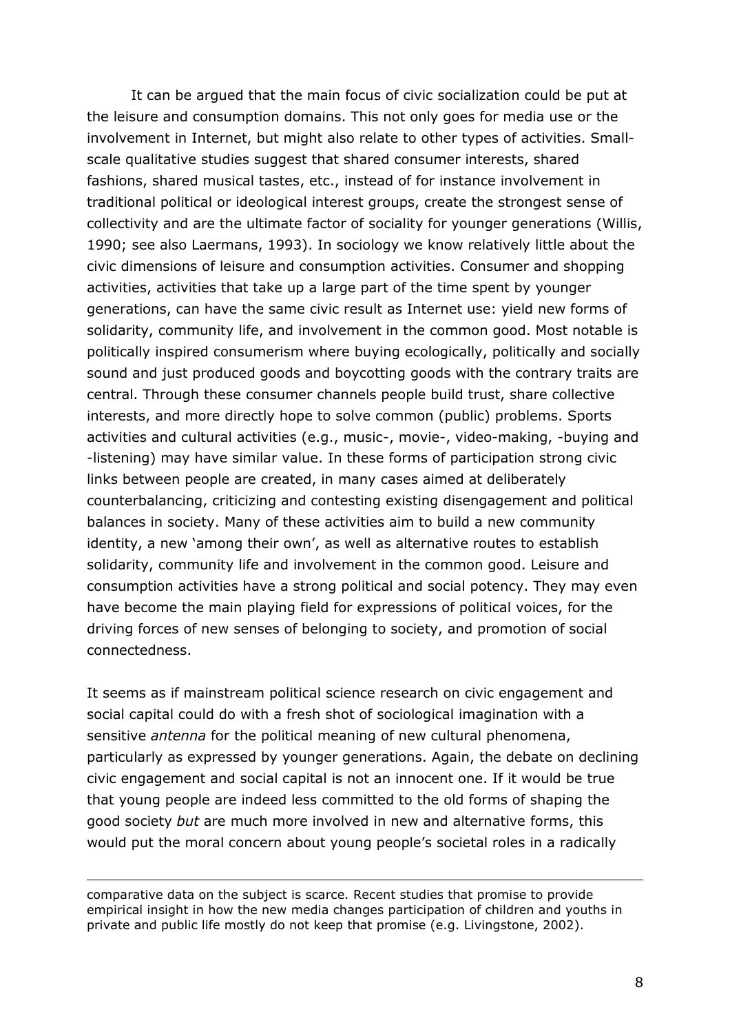It can be argued that the main focus of civic socialization could be put at the leisure and consumption domains. This not only goes for media use or the involvement in Internet, but might also relate to other types of activities. Small-scale qualitative studies suggest that shared consumer interests, shared fashions, shared musical tastes, etc., instead of for instance involvement in traditional political or ideological interest groups, create the strongest sense of collectivity and are the ultimate factor of sociality for younger generations (Willis, 1990; see also Laermans, 1993). In sociology we know relatively little about the civic dimensions of leisure and consumption activities. Consumer and shopping activities, activities that take up a large part of the time spent by younger generations, can have the same civic result as Internet use: yield new forms of solidarity, community life, and involvement in the common good. Most notable is politically inspired consumerism where buying ecologically, politically and socially sound and just produced goods and boycotting goods with the contrary traits are central. Through these consumer channels people build trust, share collective interests, and more directly hope to solve common (public) problems. Sports activities and cultural activities (e.g., music-, movie-, video-making, -buying and -listening) may have similar value. In these forms of participation strong civic links between people are created, in many cases aimed at deliberately counterbalancing, criticizing and contesting existing disengagement and political balances in society. Many of these activities aim to build a new community identity, a new 'among their own', as well as alternative routes to establish solidarity, community life and involvement in the common good. Leisure and consumption activities have a strong political and social potency. They may even have become the main playing field for expressions of political voices, for the driving forces of new senses of belonging to society, and promotion of social connectedness.

It seems as if mainstream political science research on civic engagement and social capital could do with a fresh shot of sociological imagination with a sensitive *antenna* for the political meaning of new cultural phenomena, particularly as expressed by younger generations. Again, the debate on declining civic engagement and social capital is not an innocent one. If it would be true that young people are indeed less committed to the old forms of shaping the good society *but* are much more involved in new and alternative forms, this would put the moral concern about young people's societal roles in a radically

---

comparative data on the subject is scarce. Recent studies that promise to provide empirical insight in how the new media changes participation of children and youths in private and public life mostly do not keep that promise (e.g. Livingstone, 2002).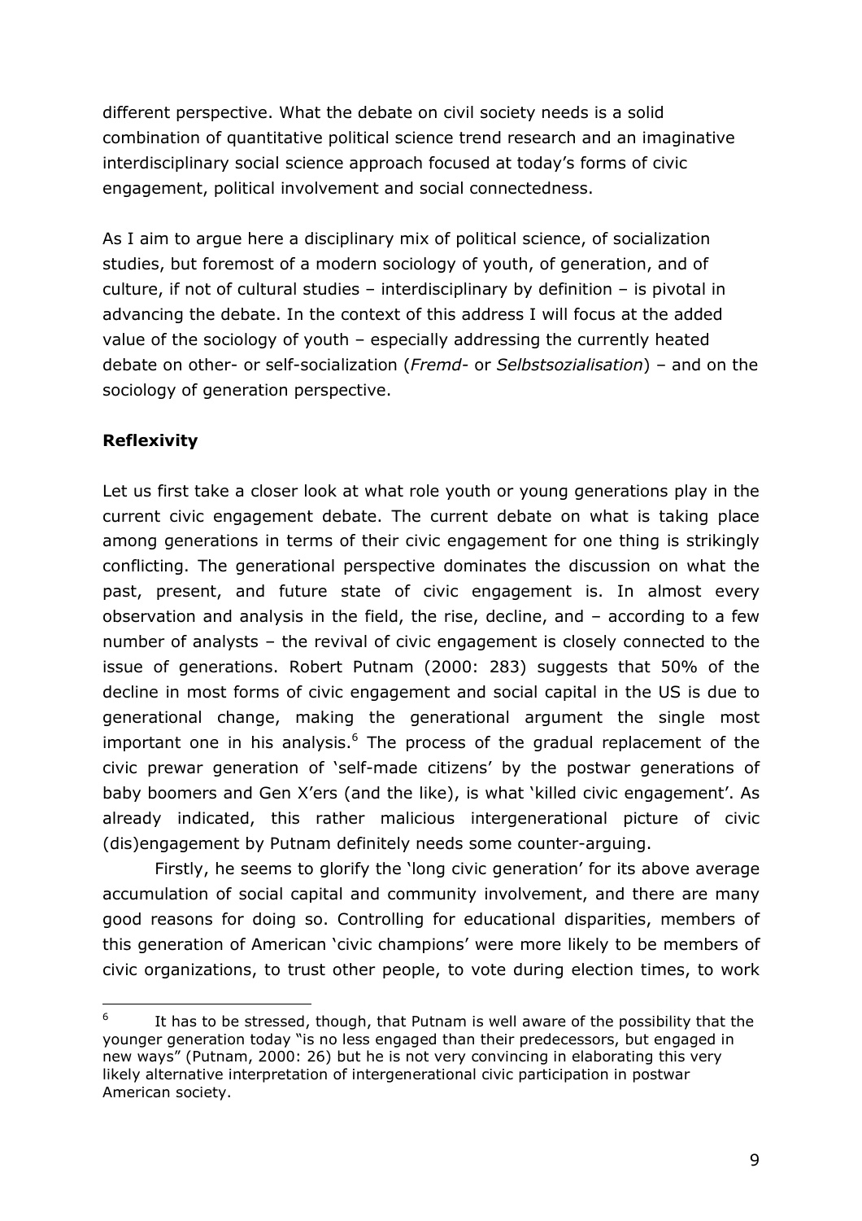different perspective. What the debate on civil society needs is a solid combination of quantitative political science trend research and an imaginative interdisciplinary social science approach focused at today's forms of civic engagement, political involvement and social connectedness.

As I aim to argue here a disciplinary mix of political science, of socialization studies, but foremost of a modern sociology of youth, of generation, and of culture, if not of cultural studies – interdisciplinary by definition – is pivotal in advancing the debate. In the context of this address I will focus at the added value of the sociology of youth – especially addressing the currently heated debate on other- or self-socialization (*Fremd*- or *Selbstsozialisation*) – and on the sociology of generation perspective.

**Reflexivity**

Let us first take a closer look at what role youth or young generations play in the current civic engagement debate. The current debate on what is taking place among generations in terms of their civic engagement for one thing is strikingly conflicting. The generational perspective dominates the discussion on what the past, present, and future state of civic engagement is. In almost every observation and analysis in the field, the rise, decline, and – according to a few number of analysts – the revival of civic engagement is closely connected to the issue of generations. Robert Putnam (2000: 283) suggests that 50% of the decline in most forms of civic engagement and social capital in the US is due to generational change, making the generational argument the single most important one in his analysis.[6] The process of the gradual replacement of the civic prewar generation of 'self-made citizens' by the postwar generations of baby boomers and Gen X'ers (and the like), is what 'killed civic engagement'. As already indicated, this rather malicious intergenerational picture of civic (dis)engagement by Putnam definitely needs some counter-arguing.

Firstly, he seems to glorify the 'long civic generation' for its above average accumulation of social capital and community involvement, and there are many good reasons for doing so. Controlling for educational disparities, members of this generation of American 'civic champions' were more likely to be members of civic organizations, to trust other people, to vote during election times, to work

[6] It has to be stressed, though, that Putnam is well aware of the possibility that the younger generation today "is no less engaged than their predecessors, but engaged in new ways" (Putnam, 2000: 26) but he is not very convincing in elaborating this very likely alternative interpretation of intergenerational civic participation in postwar American society.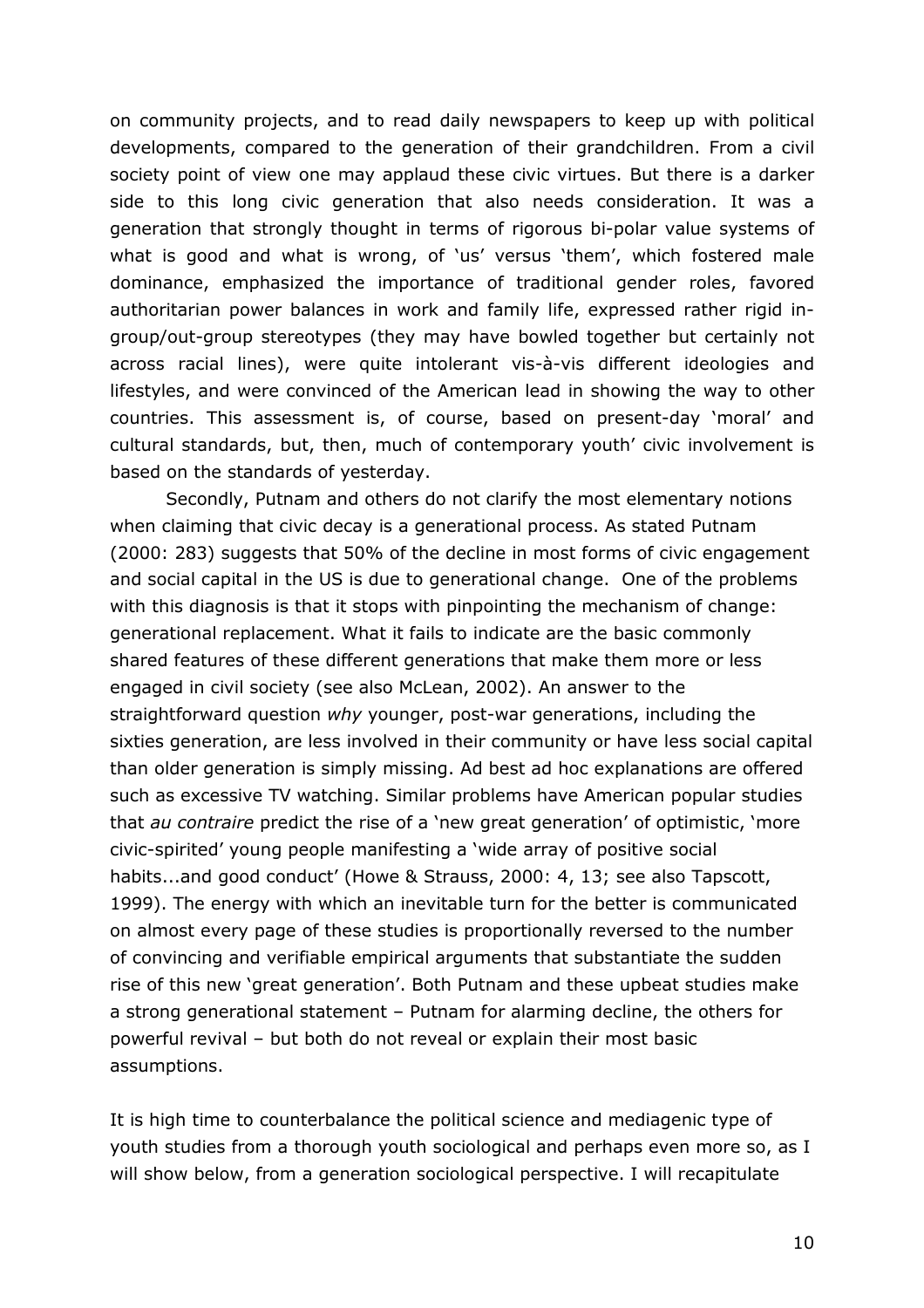on community projects, and to read daily newspapers to keep up with political developments, compared to the generation of their grandchildren. From a civil society point of view one may applaud these civic virtues. But there is a darker side to this long civic generation that also needs consideration. It was a generation that strongly thought in terms of rigorous bi-polar value systems of what is good and what is wrong, of 'us' versus 'them', which fostered male dominance, emphasized the importance of traditional gender roles, favored authoritarian power balances in work and family life, expressed rather rigid in-group/out-group stereotypes (they may have bowled together but certainly not across racial lines), were quite intolerant vis-à-vis different ideologies and lifestyles, and were convinced of the American lead in showing the way to other countries. This assessment is, of course, based on present-day 'moral' and cultural standards, but, then, much of contemporary youth' civic involvement is based on the standards of yesterday.

Secondly, Putnam and others do not clarify the most elementary notions when claiming that civic decay is a generational process. As stated Putnam (2000: 283) suggests that 50% of the decline in most forms of civic engagement and social capital in the US is due to generational change. One of the problems with this diagnosis is that it stops with pinpointing the mechanism of change: generational replacement. What it fails to indicate are the basic commonly shared features of these different generations that make them more or less engaged in civil society (see also McLean, 2002). An answer to the straightforward question *why* younger, post-war generations, including the sixties generation, are less involved in their community or have less social capital than older generation is simply missing. Ad best ad hoc explanations are offered such as excessive TV watching. Similar problems have American popular studies that *au contraire* predict the rise of a 'new great generation' of optimistic, 'more civic-spirited' young people manifesting a 'wide array of positive social habits...and good conduct' (Howe & Strauss, 2000: 4, 13; see also Tapscott, 1999). The energy with which an inevitable turn for the better is communicated on almost every page of these studies is proportionally reversed to the number of convincing and verifiable empirical arguments that substantiate the sudden rise of this new 'great generation'. Both Putnam and these upbeat studies make a strong generational statement – Putnam for alarming decline, the others for powerful revival – but both do not reveal or explain their most basic assumptions.

It is high time to counterbalance the political science and mediagenic type of youth studies from a thorough youth sociological and perhaps even more so, as I will show below, from a generation sociological perspective. I will recapitulate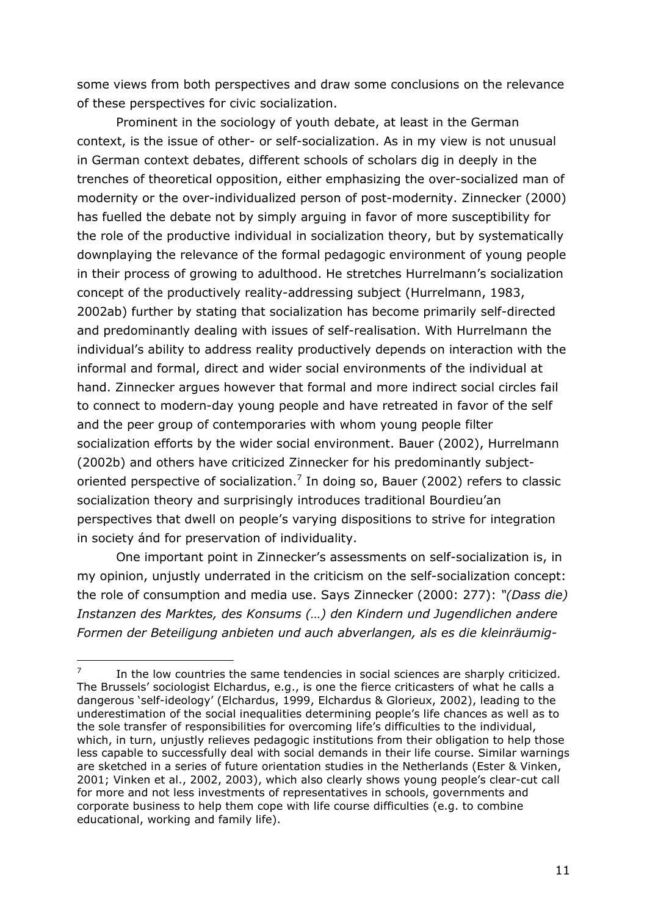some views from both perspectives and draw some conclusions on the relevance of these perspectives for civic socialization.

Prominent in the sociology of youth debate, at least in the German context, is the issue of other- or self-socialization. As in my view is not unusual in German context debates, different schools of scholars dig in deeply in the trenches of theoretical opposition, either emphasizing the over-socialized man of modernity or the over-individualized person of post-modernity. Zinnecker (2000) has fuelled the debate not by simply arguing in favor of more susceptibility for the role of the productive individual in socialization theory, but by systematically downplaying the relevance of the formal pedagogic environment of young people in their process of growing to adulthood. He stretches Hurrelmann's socialization concept of the productively reality-addressing subject (Hurrelmann, 1983, 2002ab) further by stating that socialization has become primarily self-directed and predominantly dealing with issues of self-realisation. With Hurrelmann the individual's ability to address reality productively depends on interaction with the informal and formal, direct and wider social environments of the individual at hand. Zinnecker argues however that formal and more indirect social circles fail to connect to modern-day young people and have retreated in favor of the self and the peer group of contemporaries with whom young people filter socialization efforts by the wider social environment. Bauer (2002), Hurrelmann (2002b) and others have criticized Zinnecker for his predominantly subject-oriented perspective of socialization.[7] In doing so, Bauer (2002) refers to classic socialization theory and surprisingly introduces traditional Bourdieu'an perspectives that dwell on people's varying dispositions to strive for integration in society ánd for preservation of individuality.

One important point in Zinnecker's assessments on self-socialization is, in my opinion, unjustly underrated in the criticism on the self-socialization concept: the role of consumption and media use. Says Zinnecker (2000: 277): *"(Dass die) Instanzen des Marktes, des Konsums (…) den Kindern und Jugendlichen andere Formen der Beteiligung anbieten und auch abverlangen, als es die kleinräumig-*

[7] In the low countries the same tendencies in social sciences are sharply criticized. The Brussels' sociologist Elchardus, e.g., is one the fierce criticasters of what he calls a dangerous 'self-ideology' (Elchardus, 1999, Elchardus & Glorieux, 2002), leading to the underestimation of the social inequalities determining people's life chances as well as to the sole transfer of responsibilities for overcoming life's difficulties to the individual, which, in turn, unjustly relieves pedagogic institutions from their obligation to help those less capable to successfully deal with social demands in their life course. Similar warnings are sketched in a series of future orientation studies in the Netherlands (Ester & Vinken, 2001; Vinken et al., 2002, 2003), which also clearly shows young people's clear-cut call for more and not less investments of representatives in schools, governments and corporate business to help them cope with life course difficulties (e.g. to combine educational, working and family life).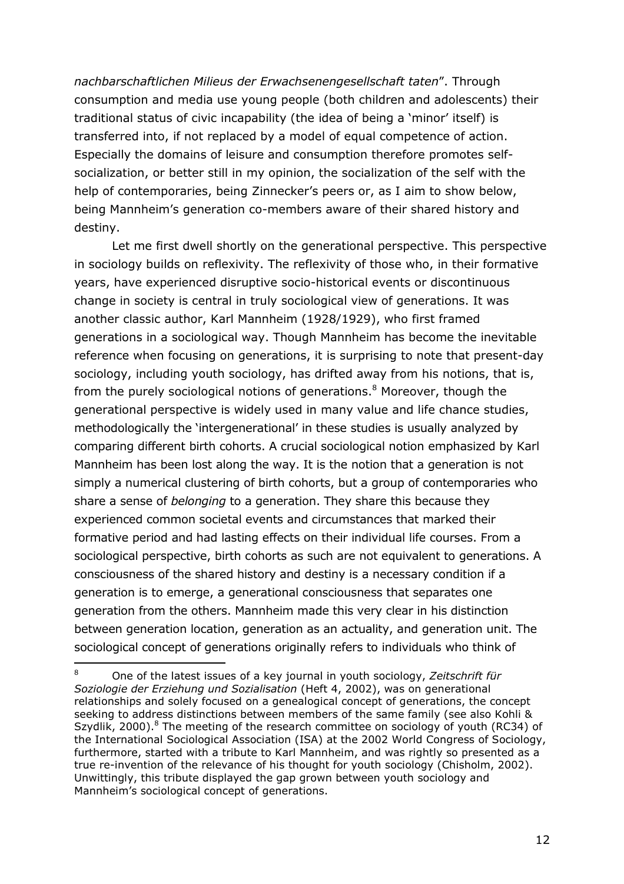*nachbarschaftlichen Milieus der Erwachsenengesellschaft taten*". Through consumption and media use young people (both children and adolescents) their traditional status of civic incapability (the idea of being a 'minor' itself) is transferred into, if not replaced by a model of equal competence of action. Especially the domains of leisure and consumption therefore promotes self-socialization, or better still in my opinion, the socialization of the self with the help of contemporaries, being Zinnecker's peers or, as I aim to show below, being Mannheim's generation co-members aware of their shared history and destiny.

Let me first dwell shortly on the generational perspective. This perspective in sociology builds on reflexivity. The reflexivity of those who, in their formative years, have experienced disruptive socio-historical events or discontinuous change in society is central in truly sociological view of generations. It was another classic author, Karl Mannheim (1928/1929), who first framed generations in a sociological way. Though Mannheim has become the inevitable reference when focusing on generations, it is surprising to note that present-day sociology, including youth sociology, has drifted away from his notions, that is, from the purely sociological notions of generations.[8] Moreover, though the generational perspective is widely used in many value and life chance studies, methodologically the 'intergenerational' in these studies is usually analyzed by comparing different birth cohorts. A crucial sociological notion emphasized by Karl Mannheim has been lost along the way. It is the notion that a generation is not simply a numerical clustering of birth cohorts, but a group of contemporaries who share a sense of *belonging* to a generation. They share this because they experienced common societal events and circumstances that marked their formative period and had lasting effects on their individual life courses. From a sociological perspective, birth cohorts as such are not equivalent to generations. A consciousness of the shared history and destiny is a necessary condition if a generation is to emerge, a generational consciousness that separates one generation from the others. Mannheim made this very clear in his distinction between generation location, generation as an actuality, and generation unit. The sociological concept of generations originally refers to individuals who think of

---

[8] One of the latest issues of a key journal in youth sociology, *Zeitschrift für Soziologie der Erziehung und Sozialisation* (Heft 4, 2002), was on generational relationships and solely focused on a genealogical concept of generations, the concept seeking to address distinctions between members of the same family (see also Kohli & Szydlik, 2000).[8] The meeting of the research committee on sociology of youth (RC34) of the International Sociological Association (ISA) at the 2002 World Congress of Sociology, furthermore, started with a tribute to Karl Mannheim, and was rightly so presented as a true re-invention of the relevance of his thought for youth sociology (Chisholm, 2002). Unwittingly, this tribute displayed the gap grown between youth sociology and Mannheim's sociological concept of generations.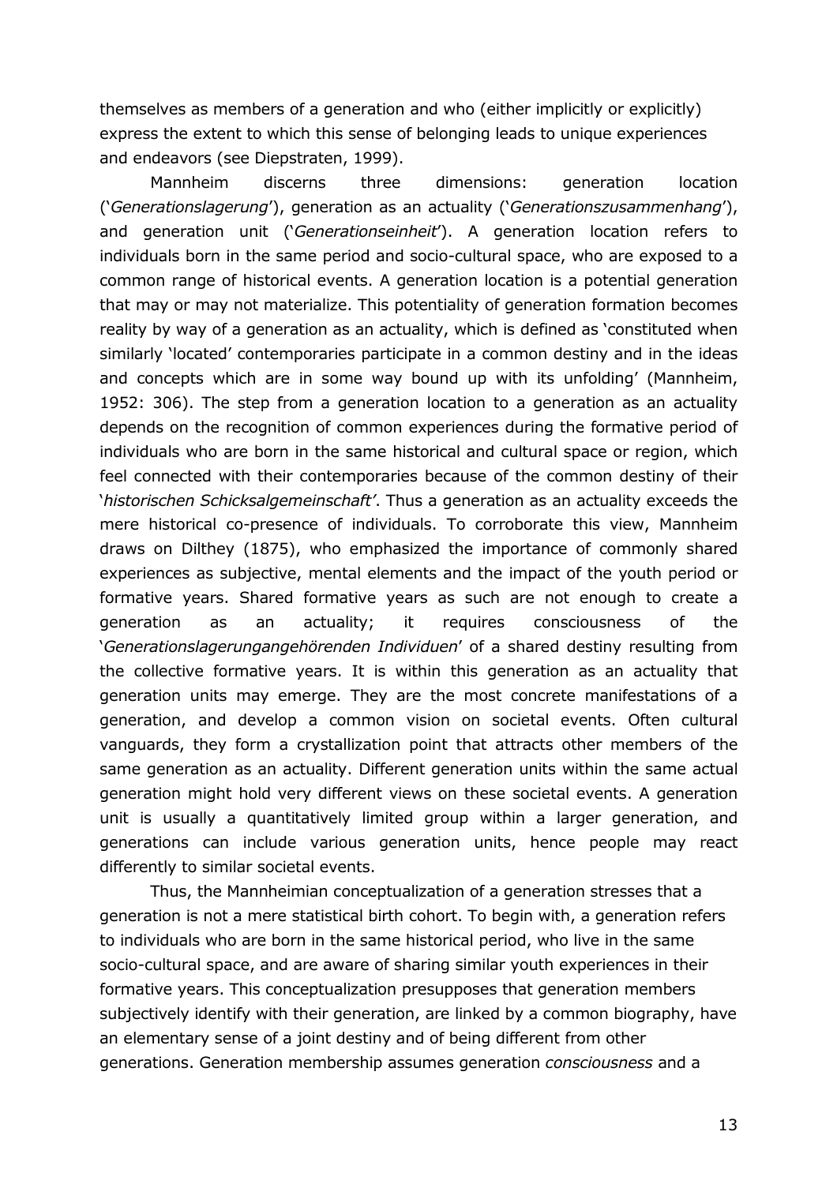themselves as members of a generation and who (either implicitly or explicitly) express the extent to which this sense of belonging leads to unique experiences and endeavors (see Diepstraten, 1999).

Mannheim discerns three dimensions: generation location ('*Generationslagerung*'), generation as an actuality ('*Generationszusammenhang*'), and generation unit ('*Generationseinheit*'). A generation location refers to individuals born in the same period and socio-cultural space, who are exposed to a common range of historical events. A generation location is a potential generation that may or may not materialize. This potentiality of generation formation becomes reality by way of a generation as an actuality, which is defined as 'constituted when similarly 'located' contemporaries participate in a common destiny and in the ideas and concepts which are in some way bound up with its unfolding' (Mannheim, 1952: 306). The step from a generation location to a generation as an actuality depends on the recognition of common experiences during the formative period of individuals who are born in the same historical and cultural space or region, which feel connected with their contemporaries because of the common destiny of their '*historischen Schicksalgemeinschaft'*. Thus a generation as an actuality exceeds the mere historical co-presence of individuals. To corroborate this view, Mannheim draws on Dilthey (1875), who emphasized the importance of commonly shared experiences as subjective, mental elements and the impact of the youth period or formative years. Shared formative years as such are not enough to create a generation as an actuality; it requires consciousness of the '*Generationslagerungangehörenden Individuen*' of a shared destiny resulting from the collective formative years. It is within this generation as an actuality that generation units may emerge. They are the most concrete manifestations of a generation, and develop a common vision on societal events. Often cultural vanguards, they form a crystallization point that attracts other members of the same generation as an actuality. Different generation units within the same actual generation might hold very different views on these societal events. A generation unit is usually a quantitatively limited group within a larger generation, and generations can include various generation units, hence people may react differently to similar societal events.

Thus, the Mannheimian conceptualization of a generation stresses that a generation is not a mere statistical birth cohort. To begin with, a generation refers to individuals who are born in the same historical period, who live in the same socio-cultural space, and are aware of sharing similar youth experiences in their formative years. This conceptualization presupposes that generation members subjectively identify with their generation, are linked by a common biography, have an elementary sense of a joint destiny and of being different from other generations. Generation membership assumes generation *consciousness* and a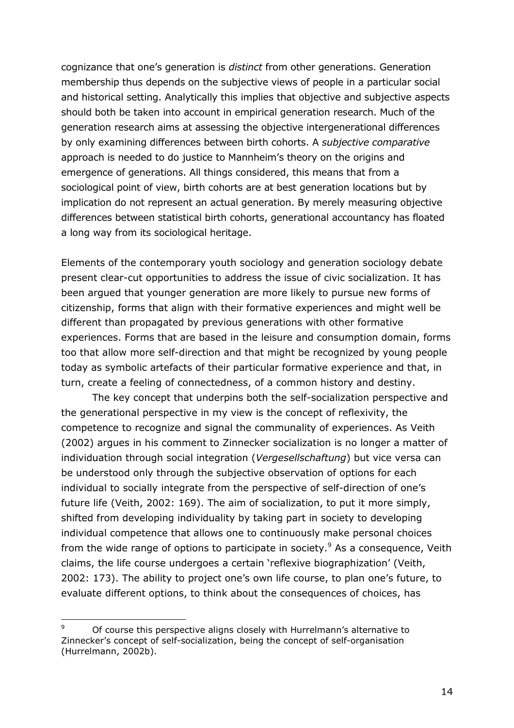cognizance that one's generation is *distinct* from other generations. Generation membership thus depends on the subjective views of people in a particular social and historical setting. Analytically this implies that objective and subjective aspects should both be taken into account in empirical generation research. Much of the generation research aims at assessing the objective intergenerational differences by only examining differences between birth cohorts. A *subjective comparative* approach is needed to do justice to Mannheim's theory on the origins and emergence of generations. All things considered, this means that from a sociological point of view, birth cohorts are at best generation locations but by implication do not represent an actual generation. By merely measuring objective differences between statistical birth cohorts, generational accountancy has floated a long way from its sociological heritage.

Elements of the contemporary youth sociology and generation sociology debate present clear-cut opportunities to address the issue of civic socialization. It has been argued that younger generation are more likely to pursue new forms of citizenship, forms that align with their formative experiences and might well be different than propagated by previous generations with other formative experiences. Forms that are based in the leisure and consumption domain, forms too that allow more self-direction and that might be recognized by young people today as symbolic artefacts of their particular formative experience and that, in turn, create a feeling of connectedness, of a common history and destiny.

The key concept that underpins both the self-socialization perspective and the generational perspective in my view is the concept of reflexivity, the competence to recognize and signal the communality of experiences. As Veith (2002) argues in his comment to Zinnecker socialization is no longer a matter of individuation through social integration (*Vergesellschaftung*) but vice versa can be understood only through the subjective observation of options for each individual to socially integrate from the perspective of self-direction of one's future life (Veith, 2002: 169). The aim of socialization, to put it more simply, shifted from developing individuality by taking part in society to developing individual competence that allows one to continuously make personal choices from the wide range of options to participate in society.[9] As a consequence, Veith claims, the life course undergoes a certain 'reflexive biographization' (Veith, 2002: 173). The ability to project one's own life course, to plan one's future, to evaluate different options, to think about the consequences of choices, has

---

[9] Of course this perspective aligns closely with Hurrelmann's alternative to Zinnecker's concept of self-socialization, being the concept of self-organisation (Hurrelmann, 2002b).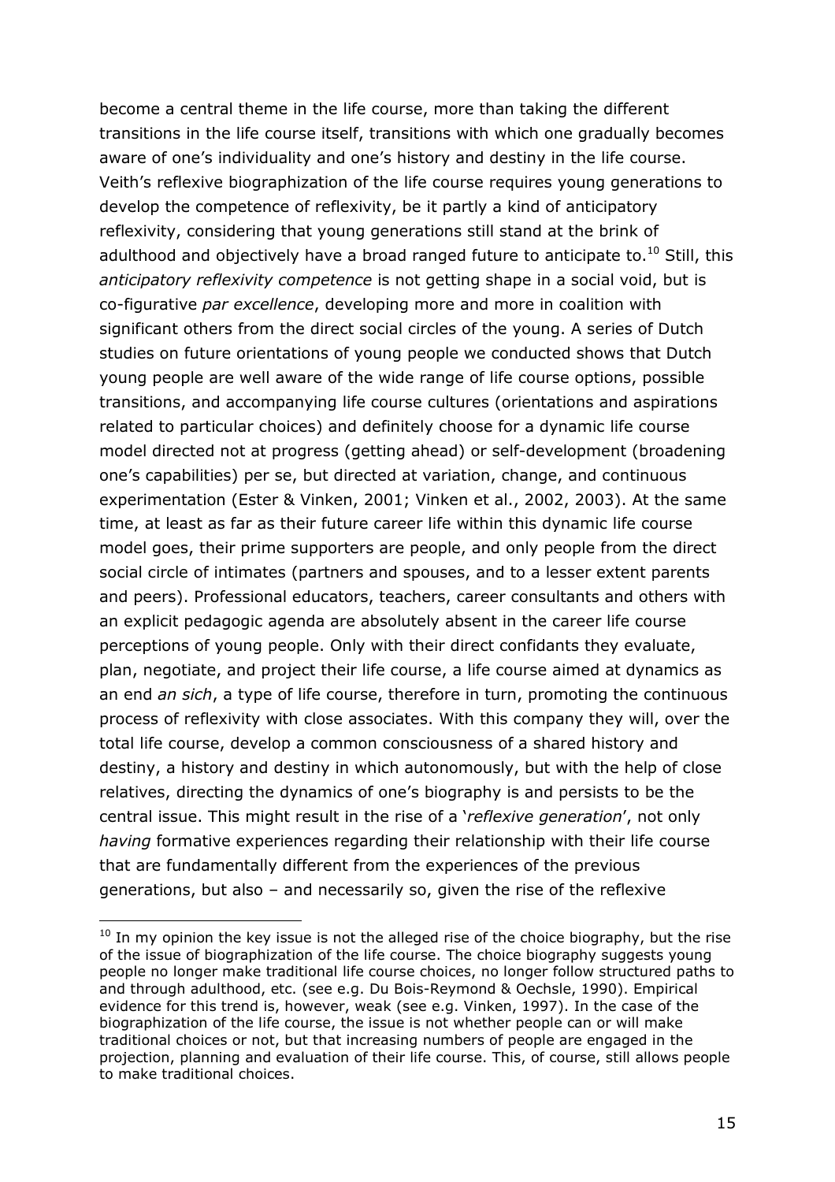become a central theme in the life course, more than taking the different transitions in the life course itself, transitions with which one gradually becomes aware of one's individuality and one's history and destiny in the life course. Veith's reflexive biographization of the life course requires young generations to develop the competence of reflexivity, be it partly a kind of anticipatory reflexivity, considering that young generations still stand at the brink of adulthood and objectively have a broad ranged future to anticipate to.[10] Still, this *anticipatory reflexivity competence* is not getting shape in a social void, but is co-figurative *par excellence*, developing more and more in coalition with significant others from the direct social circles of the young. A series of Dutch studies on future orientations of young people we conducted shows that Dutch young people are well aware of the wide range of life course options, possible transitions, and accompanying life course cultures (orientations and aspirations related to particular choices) and definitely choose for a dynamic life course model directed not at progress (getting ahead) or self-development (broadening one's capabilities) per se, but directed at variation, change, and continuous experimentation (Ester & Vinken, 2001; Vinken et al., 2002, 2003). At the same time, at least as far as their future career life within this dynamic life course model goes, their prime supporters are people, and only people from the direct social circle of intimates (partners and spouses, and to a lesser extent parents and peers). Professional educators, teachers, career consultants and others with an explicit pedagogic agenda are absolutely absent in the career life course perceptions of young people. Only with their direct confidants they evaluate, plan, negotiate, and project their life course, a life course aimed at dynamics as an end *an sich*, a type of life course, therefore in turn, promoting the continuous process of reflexivity with close associates. With this company they will, over the total life course, develop a common consciousness of a shared history and destiny, a history and destiny in which autonomously, but with the help of close relatives, directing the dynamics of one's biography is and persists to be the central issue. This might result in the rise of a '*reflexive generation*', not only *having* formative experiences regarding their relationship with their life course that are fundamentally different from the experiences of the previous generations, but also – and necessarily so, given the rise of the reflexive

[10] In my opinion the key issue is not the alleged rise of the choice biography, but the rise of the issue of biographization of the life course. The choice biography suggests young people no longer make traditional life course choices, no longer follow structured paths to and through adulthood, etc. (see e.g. Du Bois-Reymond & Oechsle, 1990). Empirical evidence for this trend is, however, weak (see e.g. Vinken, 1997). In the case of the biographization of the life course, the issue is not whether people can or will make traditional choices or not, but that increasing numbers of people are engaged in the projection, planning and evaluation of their life course. This, of course, still allows people to make traditional choices.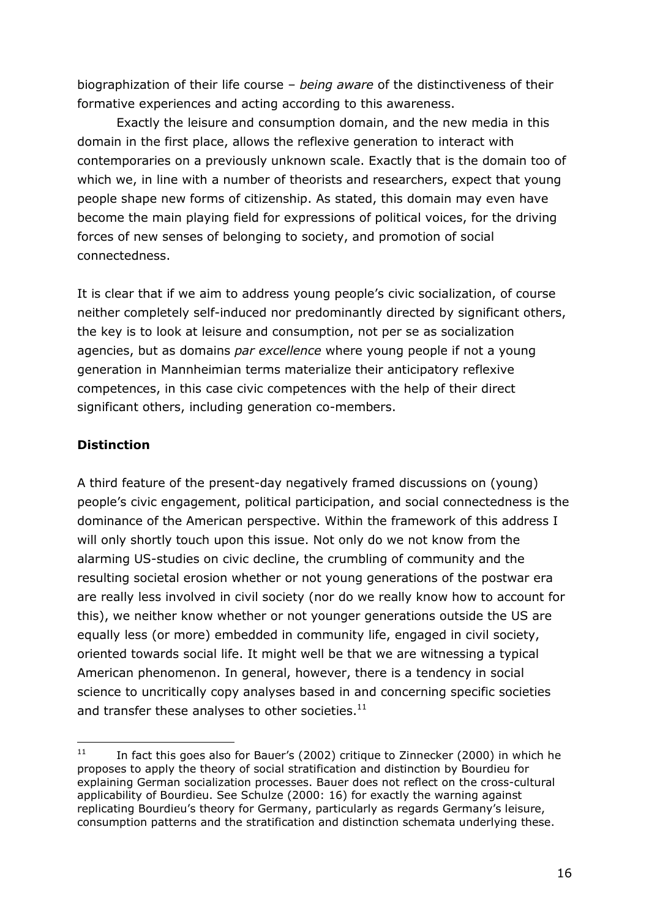biographization of their life course – *being aware* of the distinctiveness of their formative experiences and acting according to this awareness.

Exactly the leisure and consumption domain, and the new media in this domain in the first place, allows the reflexive generation to interact with contemporaries on a previously unknown scale. Exactly that is the domain too of which we, in line with a number of theorists and researchers, expect that young people shape new forms of citizenship. As stated, this domain may even have become the main playing field for expressions of political voices, for the driving forces of new senses of belonging to society, and promotion of social connectedness.

It is clear that if we aim to address young people's civic socialization, of course neither completely self-induced nor predominantly directed by significant others, the key is to look at leisure and consumption, not per se as socialization agencies, but as domains *par excellence* where young people if not a young generation in Mannheimian terms materialize their anticipatory reflexive competences, in this case civic competences with the help of their direct significant others, including generation co-members.

## Distinction

A third feature of the present-day negatively framed discussions on (young) people's civic engagement, political participation, and social connectedness is the dominance of the American perspective. Within the framework of this address I will only shortly touch upon this issue. Not only do we not know from the alarming US-studies on civic decline, the crumbling of community and the resulting societal erosion whether or not young generations of the postwar era are really less involved in civil society (nor do we really know how to account for this), we neither know whether or not younger generations outside the US are equally less (or more) embedded in community life, engaged in civil society, oriented towards social life. It might well be that we are witnessing a typical American phenomenon. In general, however, there is a tendency in social science to uncritically copy analyses based in and concerning specific societies and transfer these analyses to other societies.[11]

[11] In fact this goes also for Bauer's (2002) critique to Zinnecker (2000) in which he proposes to apply the theory of social stratification and distinction by Bourdieu for explaining German socialization processes. Bauer does not reflect on the cross-cultural applicability of Bourdieu. See Schulze (2000: 16) for exactly the warning against replicating Bourdieu's theory for Germany, particularly as regards Germany's leisure, consumption patterns and the stratification and distinction schemata underlying these.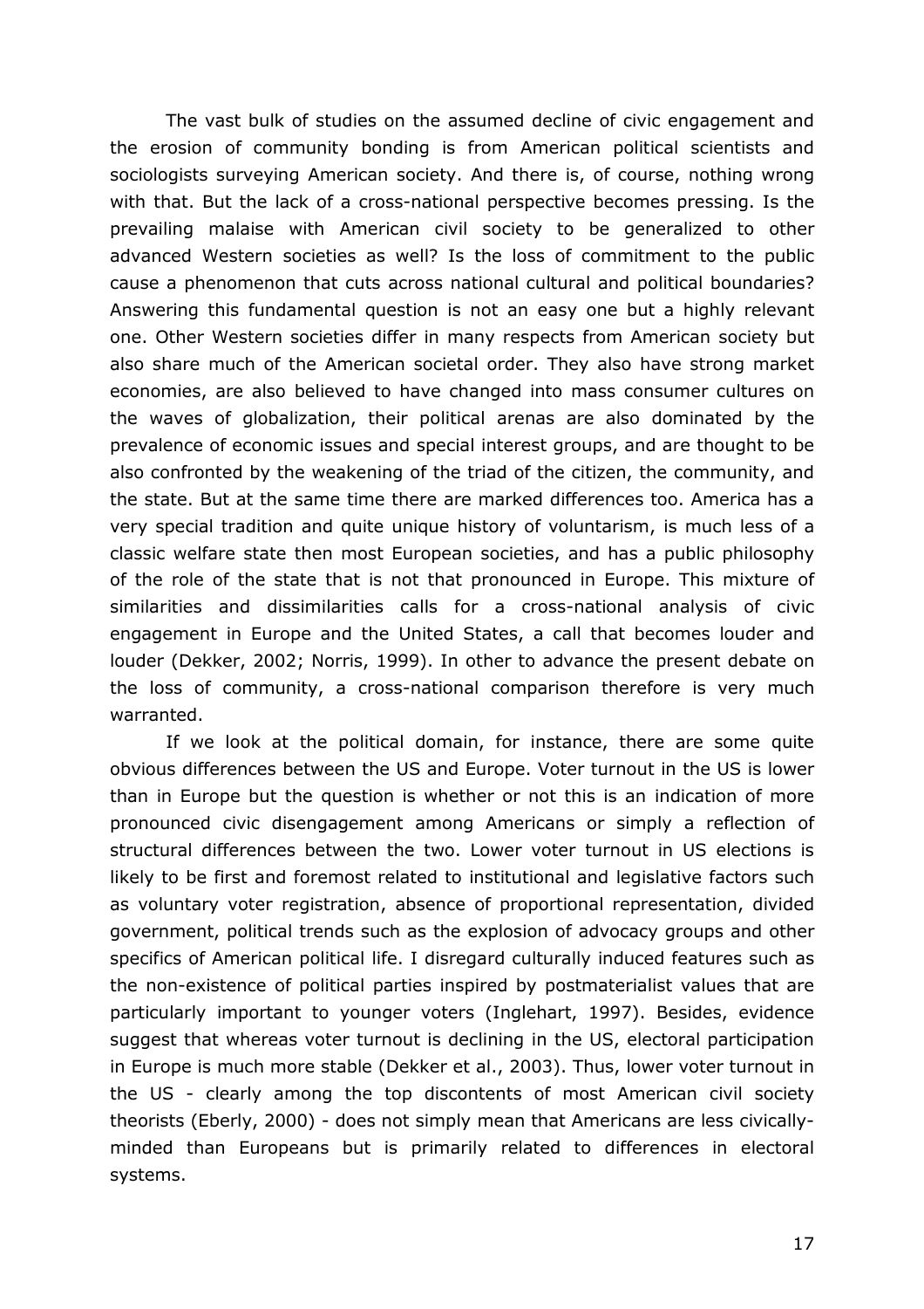The vast bulk of studies on the assumed decline of civic engagement and the erosion of community bonding is from American political scientists and sociologists surveying American society. And there is, of course, nothing wrong with that. But the lack of a cross-national perspective becomes pressing. Is the prevailing malaise with American civil society to be generalized to other advanced Western societies as well? Is the loss of commitment to the public cause a phenomenon that cuts across national cultural and political boundaries? Answering this fundamental question is not an easy one but a highly relevant one. Other Western societies differ in many respects from American society but also share much of the American societal order. They also have strong market economies, are also believed to have changed into mass consumer cultures on the waves of globalization, their political arenas are also dominated by the prevalence of economic issues and special interest groups, and are thought to be also confronted by the weakening of the triad of the citizen, the community, and the state. But at the same time there are marked differences too. America has a very special tradition and quite unique history of voluntarism, is much less of a classic welfare state then most European societies, and has a public philosophy of the role of the state that is not that pronounced in Europe. This mixture of similarities and dissimilarities calls for a cross-national analysis of civic engagement in Europe and the United States, a call that becomes louder and louder (Dekker, 2002; Norris, 1999). In other to advance the present debate on the loss of community, a cross-national comparison therefore is very much warranted.

If we look at the political domain, for instance, there are some quite obvious differences between the US and Europe. Voter turnout in the US is lower than in Europe but the question is whether or not this is an indication of more pronounced civic disengagement among Americans or simply a reflection of structural differences between the two. Lower voter turnout in US elections is likely to be first and foremost related to institutional and legislative factors such as voluntary voter registration, absence of proportional representation, divided government, political trends such as the explosion of advocacy groups and other specifics of American political life. I disregard culturally induced features such as the non-existence of political parties inspired by postmaterialist values that are particularly important to younger voters (Inglehart, 1997). Besides, evidence suggest that whereas voter turnout is declining in the US, electoral participation in Europe is much more stable (Dekker et al., 2003). Thus, lower voter turnout in the US - clearly among the top discontents of most American civil society theorists (Eberly, 2000) - does not simply mean that Americans are less civically-minded than Europeans but is primarily related to differences in electoral systems.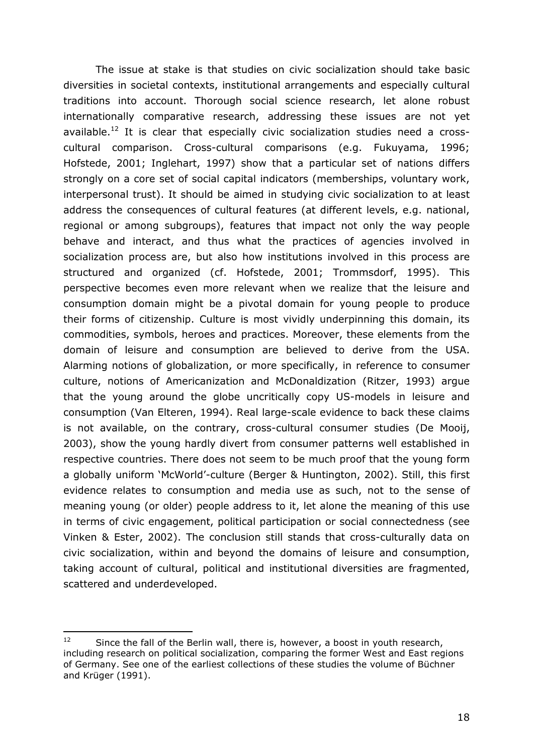The issue at stake is that studies on civic socialization should take basic diversities in societal contexts, institutional arrangements and especially cultural traditions into account. Thorough social science research, let alone robust internationally comparative research, addressing these issues are not yet available.[12] It is clear that especially civic socialization studies need a cross-cultural comparison. Cross-cultural comparisons (e.g. Fukuyama, 1996; Hofstede, 2001; Inglehart, 1997) show that a particular set of nations differs strongly on a core set of social capital indicators (memberships, voluntary work, interpersonal trust). It should be aimed in studying civic socialization to at least address the consequences of cultural features (at different levels, e.g. national, regional or among subgroups), features that impact not only the way people behave and interact, and thus what the practices of agencies involved in socialization process are, but also how institutions involved in this process are structured and organized (cf. Hofstede, 2001; Trommsdorf, 1995). This perspective becomes even more relevant when we realize that the leisure and consumption domain might be a pivotal domain for young people to produce their forms of citizenship. Culture is most vividly underpinning this domain, its commodities, symbols, heroes and practices. Moreover, these elements from the domain of leisure and consumption are believed to derive from the USA. Alarming notions of globalization, or more specifically, in reference to consumer culture, notions of Americanization and McDonaldization (Ritzer, 1993) argue that the young around the globe uncritically copy US-models in leisure and consumption (Van Elteren, 1994). Real large-scale evidence to back these claims is not available, on the contrary, cross-cultural consumer studies (De Mooij, 2003), show the young hardly divert from consumer patterns well established in respective countries. There does not seem to be much proof that the young form a globally uniform 'McWorld'-culture (Berger & Huntington, 2002). Still, this first evidence relates to consumption and media use as such, not to the sense of meaning young (or older) people address to it, let alone the meaning of this use in terms of civic engagement, political participation or social connectedness (see Vinken & Ester, 2002). The conclusion still stands that cross-culturally data on civic socialization, within and beyond the domains of leisure and consumption, taking account of cultural, political and institutional diversities are fragmented, scattered and underdeveloped.

---

[12] Since the fall of the Berlin wall, there is, however, a boost in youth research, including research on political socialization, comparing the former West and East regions of Germany. See one of the earliest collections of these studies the volume of Büchner and Krüger (1991).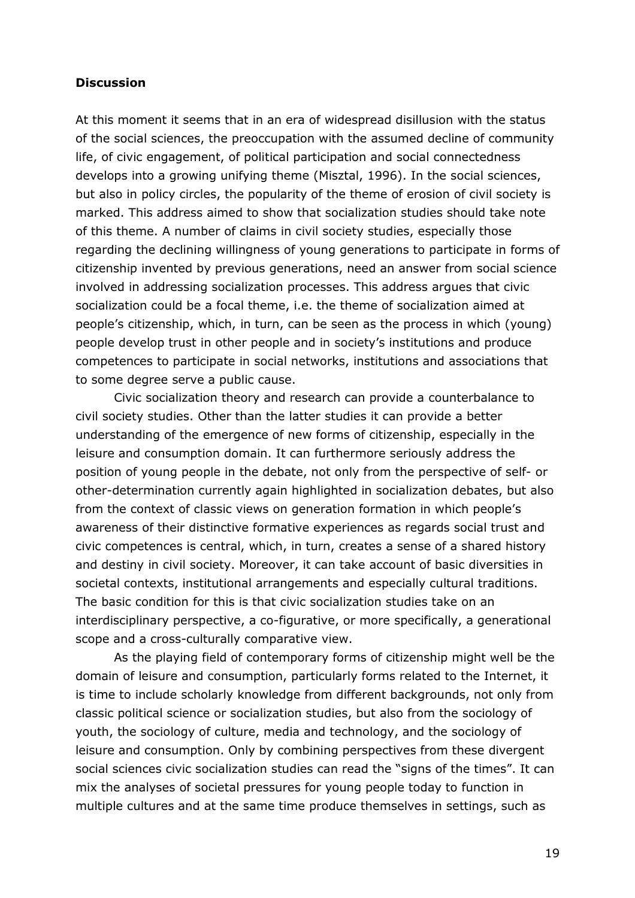**Discussion**

At this moment it seems that in an era of widespread disillusion with the status of the social sciences, the preoccupation with the assumed decline of community life, of civic engagement, of political participation and social connectedness develops into a growing unifying theme (Misztal, 1996). In the social sciences, but also in policy circles, the popularity of the theme of erosion of civil society is marked. This address aimed to show that socialization studies should take note of this theme. A number of claims in civil society studies, especially those regarding the declining willingness of young generations to participate in forms of citizenship invented by previous generations, need an answer from social science involved in addressing socialization processes. This address argues that civic socialization could be a focal theme, i.e. the theme of socialization aimed at people's citizenship, which, in turn, can be seen as the process in which (young) people develop trust in other people and in society's institutions and produce competences to participate in social networks, institutions and associations that to some degree serve a public cause.

Civic socialization theory and research can provide a counterbalance to civil society studies. Other than the latter studies it can provide a better understanding of the emergence of new forms of citizenship, especially in the leisure and consumption domain. It can furthermore seriously address the position of young people in the debate, not only from the perspective of self- or other-determination currently again highlighted in socialization debates, but also from the context of classic views on generation formation in which people's awareness of their distinctive formative experiences as regards social trust and civic competences is central, which, in turn, creates a sense of a shared history and destiny in civil society. Moreover, it can take account of basic diversities in societal contexts, institutional arrangements and especially cultural traditions. The basic condition for this is that civic socialization studies take on an interdisciplinary perspective, a co-figurative, or more specifically, a generational scope and a cross-culturally comparative view.

As the playing field of contemporary forms of citizenship might well be the domain of leisure and consumption, particularly forms related to the Internet, it is time to include scholarly knowledge from different backgrounds, not only from classic political science or socialization studies, but also from the sociology of youth, the sociology of culture, media and technology, and the sociology of leisure and consumption. Only by combining perspectives from these divergent social sciences civic socialization studies can read the "signs of the times". It can mix the analyses of societal pressures for young people today to function in multiple cultures and at the same time produce themselves in settings, such as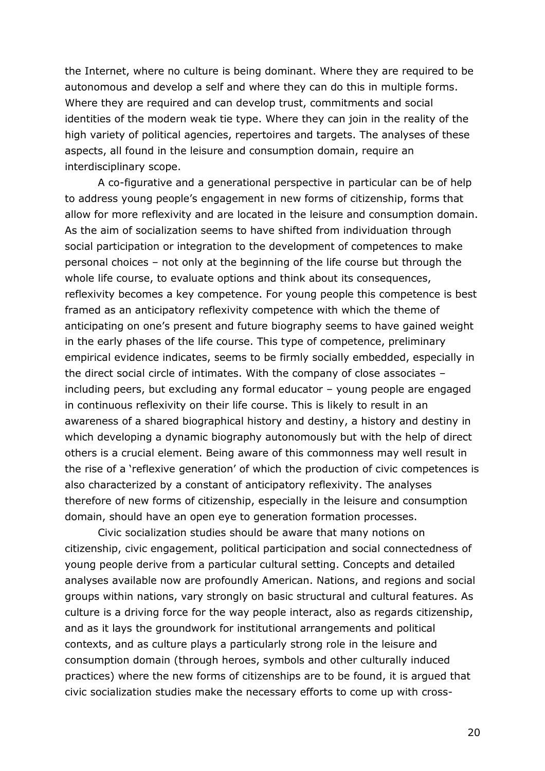the Internet, where no culture is being dominant. Where they are required to be autonomous and develop a self and where they can do this in multiple forms. Where they are required and can develop trust, commitments and social identities of the modern weak tie type. Where they can join in the reality of the high variety of political agencies, repertoires and targets. The analyses of these aspects, all found in the leisure and consumption domain, require an interdisciplinary scope.

A co-figurative and a generational perspective in particular can be of help to address young people's engagement in new forms of citizenship, forms that allow for more reflexivity and are located in the leisure and consumption domain. As the aim of socialization seems to have shifted from individuation through social participation or integration to the development of competences to make personal choices – not only at the beginning of the life course but through the whole life course, to evaluate options and think about its consequences, reflexivity becomes a key competence. For young people this competence is best framed as an anticipatory reflexivity competence with which the theme of anticipating on one's present and future biography seems to have gained weight in the early phases of the life course. This type of competence, preliminary empirical evidence indicates, seems to be firmly socially embedded, especially in the direct social circle of intimates. With the company of close associates – including peers, but excluding any formal educator – young people are engaged in continuous reflexivity on their life course. This is likely to result in an awareness of a shared biographical history and destiny, a history and destiny in which developing a dynamic biography autonomously but with the help of direct others is a crucial element. Being aware of this commonness may well result in the rise of a 'reflexive generation' of which the production of civic competences is also characterized by a constant of anticipatory reflexivity. The analyses therefore of new forms of citizenship, especially in the leisure and consumption domain, should have an open eye to generation formation processes.

Civic socialization studies should be aware that many notions on citizenship, civic engagement, political participation and social connectedness of young people derive from a particular cultural setting. Concepts and detailed analyses available now are profoundly American. Nations, and regions and social groups within nations, vary strongly on basic structural and cultural features. As culture is a driving force for the way people interact, also as regards citizenship, and as it lays the groundwork for institutional arrangements and political contexts, and as culture plays a particularly strong role in the leisure and consumption domain (through heroes, symbols and other culturally induced practices) where the new forms of citizenships are to be found, it is argued that civic socialization studies make the necessary efforts to come up with cross-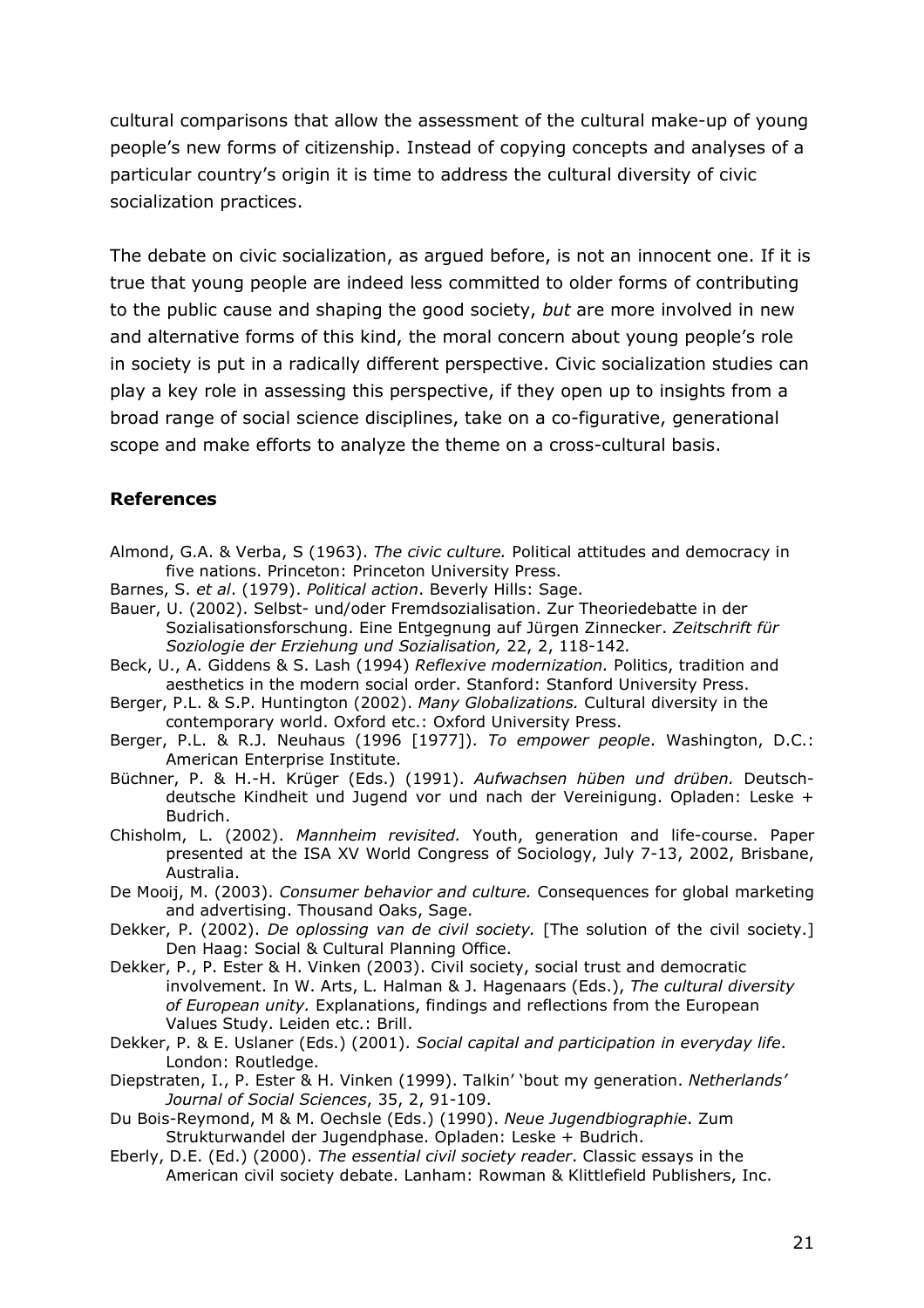cultural comparisons that allow the assessment of the cultural make-up of young people's new forms of citizenship. Instead of copying concepts and analyses of a particular country's origin it is time to address the cultural diversity of civic socialization practices.

The debate on civic socialization, as argued before, is not an innocent one. If it is true that young people are indeed less committed to older forms of contributing to the public cause and shaping the good society, *but* are more involved in new and alternative forms of this kind, the moral concern about young people's role in society is put in a radically different perspective. Civic socialization studies can play a key role in assessing this perspective, if they open up to insights from a broad range of social science disciplines, take on a co-figurative, generational scope and make efforts to analyze the theme on a cross-cultural basis.

## References

Almond, G.A. & Verba, S (1963). *The civic culture.* Political attitudes and democracy in five nations. Princeton: Princeton University Press.

Barnes, S. *et al*. (1979). *Political action*. Beverly Hills: Sage.

Bauer, U. (2002). Selbst- und/oder Fremdsozialisation. Zur Theoriedebatte in der Sozialisationsforschung. Eine Entgegnung auf Jürgen Zinnecker. *Zeitschrift für Soziologie der Erziehung und Sozialisation,* 22, 2, 118-142*.*

Beck, U., A. Giddens & S. Lash (1994) *Reflexive modernization.* Politics, tradition and aesthetics in the modern social order. Stanford: Stanford University Press.

Berger, P.L. & S.P. Huntington (2002). *Many Globalizations.* Cultural diversity in the contemporary world. Oxford etc.: Oxford University Press.

Berger, P.L. & R.J. Neuhaus (1996 [1977]). *To empower people*. Washington, D.C.: American Enterprise Institute.

Büchner, P. & H.-H. Krüger (Eds.) (1991). *Aufwachsen hüben und drüben.* Deutsch-deutsche Kindheit und Jugend vor und nach der Vereinigung. Opladen: Leske + Budrich.

Chisholm, L. (2002). *Mannheim revisited.* Youth, generation and life-course. Paper presented at the ISA XV World Congress of Sociology, July 7-13, 2002, Brisbane, Australia.

De Mooij, M. (2003). *Consumer behavior and culture.* Consequences for global marketing and advertising. Thousand Oaks, Sage.

Dekker, P. (2002). *De oplossing van de civil society.* [The solution of the civil society.] Den Haag: Social & Cultural Planning Office.

Dekker, P., P. Ester & H. Vinken (2003). Civil society, social trust and democratic involvement. In W. Arts, L. Halman & J. Hagenaars (Eds.), *The cultural diversity of European unity.* Explanations, findings and reflections from the European Values Study. Leiden etc.: Brill.

Dekker, P. & E. Uslaner (Eds.) (2001). *Social capital and participation in everyday life*. London: Routledge.

Diepstraten, I., P. Ester & H. Vinken (1999). Talkin' 'bout my generation. *Netherlands' Journal of Social Sciences*, 35, 2, 91-109.

Du Bois-Reymond, M & M. Oechsle (Eds.) (1990). *Neue Jugendbiographie*. Zum Strukturwandel der Jugendphase. Opladen: Leske + Budrich.

Eberly, D.E. (Ed.) (2000). *The essential civil society reader*. Classic essays in the American civil society debate. Lanham: Rowman & Klittlefield Publishers, Inc.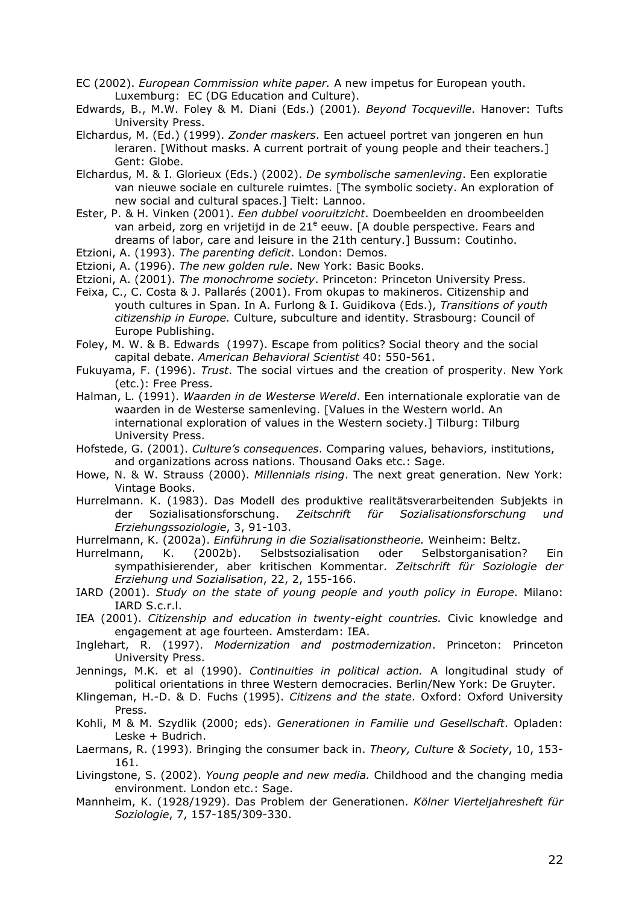EC (2002). *European Commission white paper.* A new impetus for European youth. Luxemburg: EC (DG Education and Culture).

Edwards, B., M.W. Foley & M. Diani (Eds.) (2001). *Beyond Tocqueville*. Hanover: Tufts University Press.

Elchardus, M. (Ed.) (1999). *Zonder maskers*. Een actueel portret van jongeren en hun leraren. [Without masks. A current portrait of young people and their teachers.] Gent: Globe.

Elchardus, M. & I. Glorieux (Eds.) (2002). *De symbolische samenleving*. Een exploratie van nieuwe sociale en culturele ruimtes. [The symbolic society. An exploration of new social and cultural spaces.] Tielt: Lannoo.

Ester, P. & H. Vinken (2001). *Een dubbel vooruitzicht*. Doembeelden en droombeelden van arbeid, zorg en vrijetijd in de 21e eeuw. [A double perspective. Fears and dreams of labor, care and leisure in the 21th century.] Bussum: Coutinho.

Etzioni, A. (1993). *The parenting deficit*. London: Demos.

Etzioni, A. (1996). *The new golden rule*. New York: Basic Books.

Etzioni, A. (2001). *The monochrome society*. Princeton: Princeton University Press.

Feixa, C., C. Costa & J. Pallarés (2001). From okupas to makineros. Citizenship and youth cultures in Span. In A. Furlong & I. Guidikova (Eds.), *Transitions of youth citizenship in Europe.* Culture, subculture and identity. Strasbourg: Council of Europe Publishing.

Foley, M. W. & B. Edwards (1997). Escape from politics? Social theory and the social capital debate. *American Behavioral Scientist* 40: 550-561.

Fukuyama, F. (1996). *Trust*. The social virtues and the creation of prosperity. New York (etc.): Free Press.

Halman, L. (1991). *Waarden in de Westerse Wereld*. Een internationale exploratie van de waarden in de Westerse samenleving. [Values in the Western world. An international exploration of values in the Western society.] Tilburg: Tilburg University Press.

Hofstede, G. (2001). *Culture's consequences*. Comparing values, behaviors, institutions, and organizations across nations. Thousand Oaks etc.: Sage.

Howe, N. & W. Strauss (2000). *Millennials rising*. The next great generation. New York: Vintage Books.

Hurrelmann. K. (1983). Das Modell des produktive realitätsverarbeitenden Subjekts in der Sozialisationsforschung. *Zeitschrift für Sozialisationsforschung und Erziehungssoziologie*, 3, 91-103.

Hurrelmann, K. (2002a). *Einführung in die Sozialisationstheorie.* Weinheim: Beltz.

Hurrelmann, K. (2002b). Selbstsozialisation oder Selbstorganisation? Ein sympathisierender, aber kritischen Kommentar. *Zeitschrift für Soziologie der Erziehung und Sozialisation*, 22, 2, 155-166.

IARD (2001). *Study on the state of young people and youth policy in Europe*. Milano: IARD S.c.r.l.

IEA (2001). *Citizenship and education in twenty-eight countries.* Civic knowledge and engagement at age fourteen. Amsterdam: IEA.

Inglehart, R. (1997). *Modernization and postmodernization*. Princeton: Princeton University Press.

Jennings, M.K. et al (1990). *Continuities in political action.* A longitudinal study of political orientations in three Western democracies. Berlin/New York: De Gruyter.

Klingeman, H.-D. & D. Fuchs (1995). *Citizens and the state*. Oxford: Oxford University Press.

Kohli, M & M. Szydlik (2000; eds). *Generationen in Familie und Gesellschaft*. Opladen: Leske + Budrich.

Laermans, R. (1993). Bringing the consumer back in. *Theory, Culture & Society*, 10, 153-161.

Livingstone, S. (2002). *Young people and new media.* Childhood and the changing media environment. London etc.: Sage.

Mannheim, K. (1928/1929). Das Problem der Generationen. *Kölner Vierteljahresheft für Soziologie*, 7, 157-185/309-330.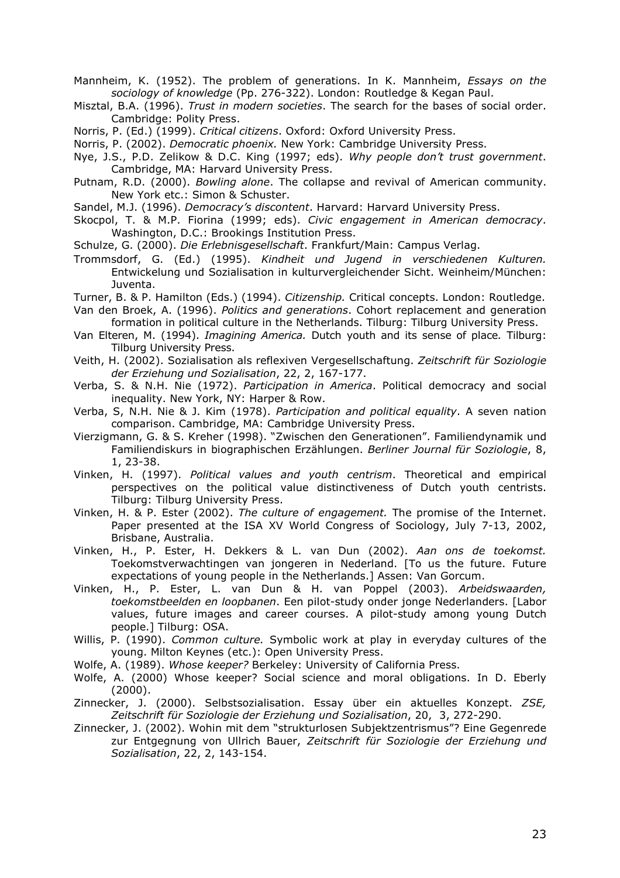Mannheim, K. (1952). The problem of generations. In K. Mannheim, *Essays on the sociology of knowledge* (Pp. 276-322). London: Routledge & Kegan Paul.

Misztal, B.A. (1996). *Trust in modern societies*. The search for the bases of social order. Cambridge: Polity Press.

Norris, P. (Ed.) (1999). *Critical citizens*. Oxford: Oxford University Press.

Norris, P. (2002). *Democratic phoenix.* New York: Cambridge University Press.

Nye, J.S., P.D. Zelikow & D.C. King (1997; eds). *Why people don't trust government*. Cambridge, MA: Harvard University Press.

Putnam, R.D. (2000). *Bowling alone*. The collapse and revival of American community. New York etc.: Simon & Schuster.

Sandel, M.J. (1996). *Democracy's discontent*. Harvard: Harvard University Press.

Skocpol, T. & M.P. Fiorina (1999; eds). *Civic engagement in American democracy*. Washington, D.C.: Brookings Institution Press.

Schulze, G. (2000). *Die Erlebnisgesellschaft*. Frankfurt/Main: Campus Verlag.

Trommsdorf, G. (Ed.) (1995). *Kindheit und Jugend in verschiedenen Kulturen.* Entwickelung und Sozialisation in kulturvergleichender Sicht. Weinheim/München: Juventa.

Turner, B. & P. Hamilton (Eds.) (1994). *Citizenship.* Critical concepts. London: Routledge.

Van den Broek, A. (1996). *Politics and generations*. Cohort replacement and generation formation in political culture in the Netherlands. Tilburg: Tilburg University Press.

Van Elteren, M. (1994). *Imagining America.* Dutch youth and its sense of place*.* Tilburg: Tilburg University Press.

Veith, H. (2002). Sozialisation als reflexiven Vergesellschaftung. *Zeitschrift für Soziologie der Erziehung und Sozialisation*, 22, 2, 167-177.

Verba, S. & N.H. Nie (1972). *Participation in America*. Political democracy and social inequality. New York, NY: Harper & Row.

Verba, S, N.H. Nie & J. Kim (1978). *Participation and political equality*. A seven nation comparison. Cambridge, MA: Cambridge University Press.

Vierzigmann, G. & S. Kreher (1998). "Zwischen den Generationen". Familiendynamik und Familiendiskurs in biographischen Erzählungen. *Berliner Journal für Soziologie*, 8, 1, 23-38.

Vinken, H. (1997). *Political values and youth centrism*. Theoretical and empirical perspectives on the political value distinctiveness of Dutch youth centrists. Tilburg: Tilburg University Press.

Vinken, H. & P. Ester (2002). *The culture of engagement.* The promise of the Internet. Paper presented at the ISA XV World Congress of Sociology, July 7-13, 2002, Brisbane, Australia.

Vinken, H., P. Ester, H. Dekkers & L. van Dun (2002). *Aan ons de toekomst.* Toekomstverwachtingen van jongeren in Nederland. [To us the future. Future expectations of young people in the Netherlands.] Assen: Van Gorcum.

Vinken, H., P. Ester, L. van Dun & H. van Poppel (2003). *Arbeidswaarden, toekomstbeelden en loopbanen*. Een pilot-study onder jonge Nederlanders. [Labor values, future images and career courses. A pilot-study among young Dutch people.] Tilburg: OSA.

Willis, P. (1990). *Common culture.* Symbolic work at play in everyday cultures of the young. Milton Keynes (etc.): Open University Press.

Wolfe, A. (1989). *Whose keeper?* Berkeley: University of California Press.

Wolfe, A. (2000) Whose keeper? Social science and moral obligations. In D. Eberly (2000).

Zinnecker, J. (2000). Selbstsozialisation. Essay über ein aktuelles Konzept. *ZSE, Zeitschrift für Soziologie der Erziehung und Sozialisation*, 20, 3, 272-290.

Zinnecker, J. (2002). Wohin mit dem "strukturlosen Subjektzentrismus"? Eine Gegenrede zur Entgegnung von Ullrich Bauer, *Zeitschrift für Soziologie der Erziehung und Sozialisation*, 22, 2, 143-154.